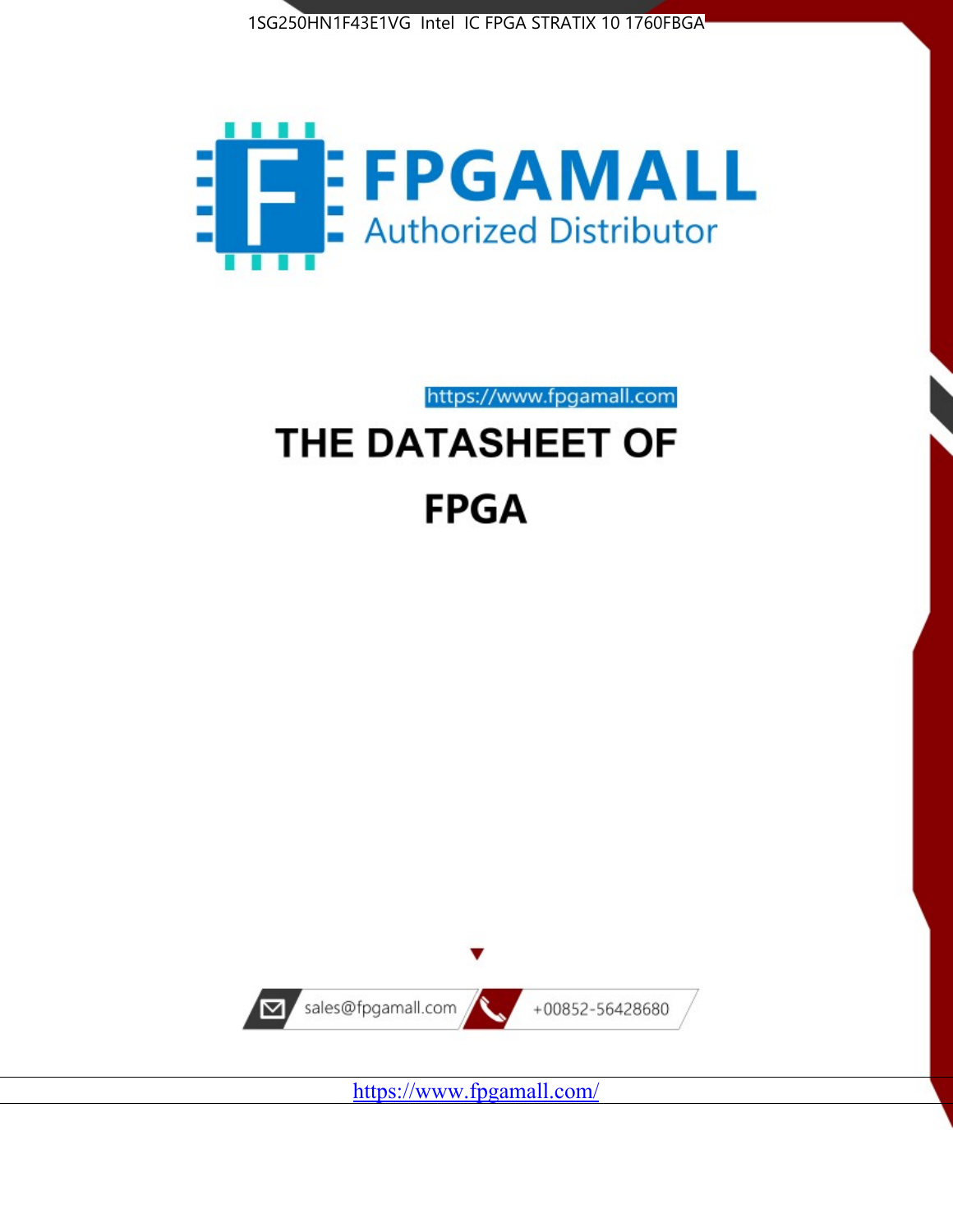1SG250HN1F43E1VG Intel IC FPGA STRATIX 10 1760FBGA

FPGAMALL

Authorized Distributor

https://www.fpgamall.com

# THE DATASHEET OF

# FPGA

sales@fpgamall.com

+00852-56428680

https://www.fpgamall.com/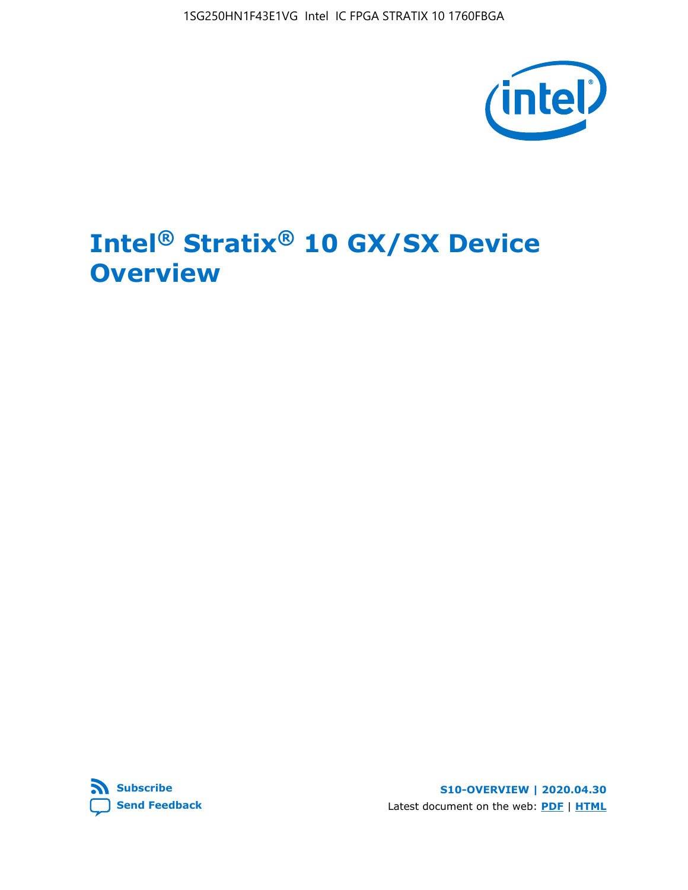1SG250HN1F43E1VG Intel IC FPGA STRATIX 10 1760FBGA

# Intel® Stratix® 10 GX/SX Device Overview

Subscribe

Send Feedback

S10-OVERVIEW | 2020.04.30

Latest document on the web: PDF | HTML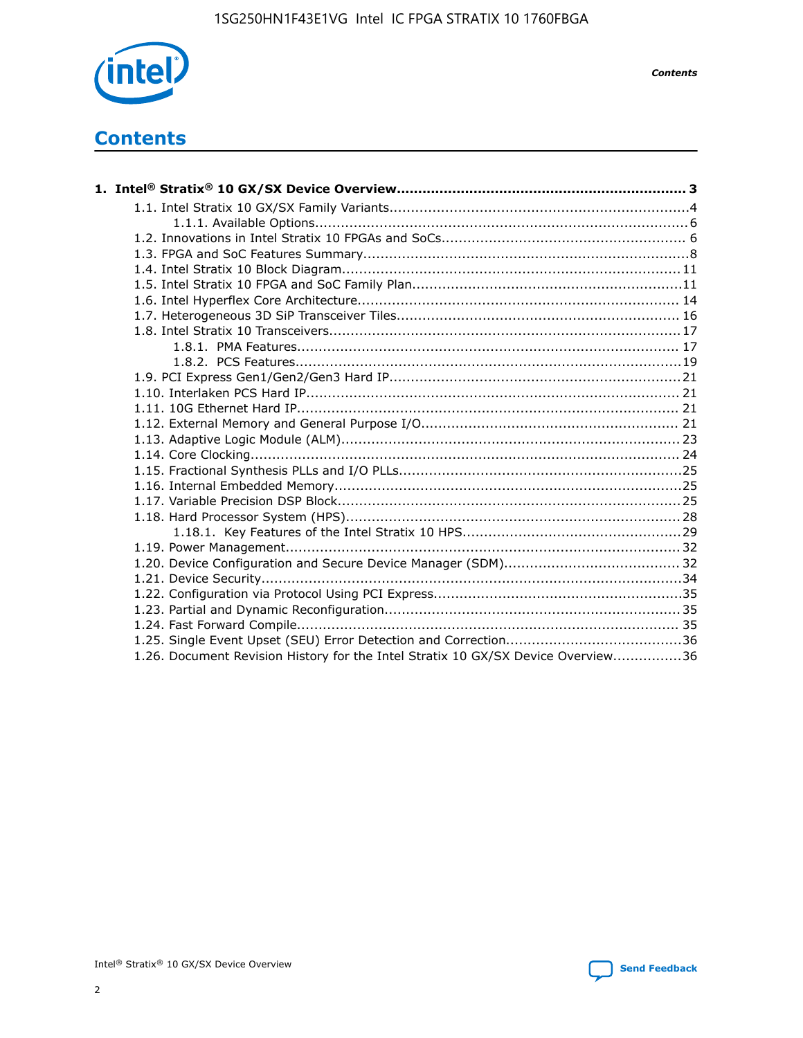# Contents

**1. Intel® Stratix® 10 GX/SX Device Overview.................................................................. 3**

- 1.1. Intel Stratix 10 GX/SX Family Variants.....................................................................4
  - 1.1.1. Available Options......................................................................................6
- 1.2. Innovations in Intel Stratix 10 FPGAs and SoCs........................................................ 6
- 1.3. FPGA and SoC Features Summary...........................................................................8
- 1.4. Intel Stratix 10 Block Diagram.............................................................................. 11
- 1.5. Intel Stratix 10 FPGA and SoC Family Plan..............................................................11
- 1.6. Intel Hyperflex Core Architecture.......................................................................... 14
- 1.7. Heterogeneous 3D SiP Transceiver Tiles................................................................. 16
- 1.8. Intel Stratix 10 Transceivers................................................................................. 17
  - 1.8.1. PMA Features........................................................................................ 17
  - 1.8.2. PCS Features.........................................................................................19
- 1.9. PCI Express Gen1/Gen2/Gen3 Hard IP.................................................................. 21
- 1.10. Interlaken PCS Hard IP...................................................................................... 21
- 1.11. 10G Ethernet Hard IP........................................................................................ 21
- 1.12. External Memory and General Purpose I/O........................................................... 21
- 1.13. Adaptive Logic Module (ALM).............................................................................. 23
- 1.14. Core Clocking................................................................................................... 24
- 1.15. Fractional Synthesis PLLs and I/O PLLs.................................................................25
- 1.16. Internal Embedded Memory................................................................................25
- 1.17. Variable Precision DSP Block...............................................................................25
- 1.18. Hard Processor System (HPS).............................................................................28
  - 1.18.1. Key Features of the Intel Stratix 10 HPS..................................................29
- 1.19. Power Management.......................................................................................... 32
- 1.20. Device Configuration and Secure Device Manager (SDM)........................................ 32
- 1.21. Device Security.................................................................................................34
- 1.22. Configuration via Protocol Using PCI Express.........................................................35
- 1.23. Partial and Dynamic Reconfiguration.................................................................... 35
- 1.24. Fast Forward Compile........................................................................................ 35
- 1.25. Single Event Upset (SEU) Error Detection and Correction........................................36
- 1.26. Document Revision History for the Intel Stratix 10 GX/SX Device Overview................36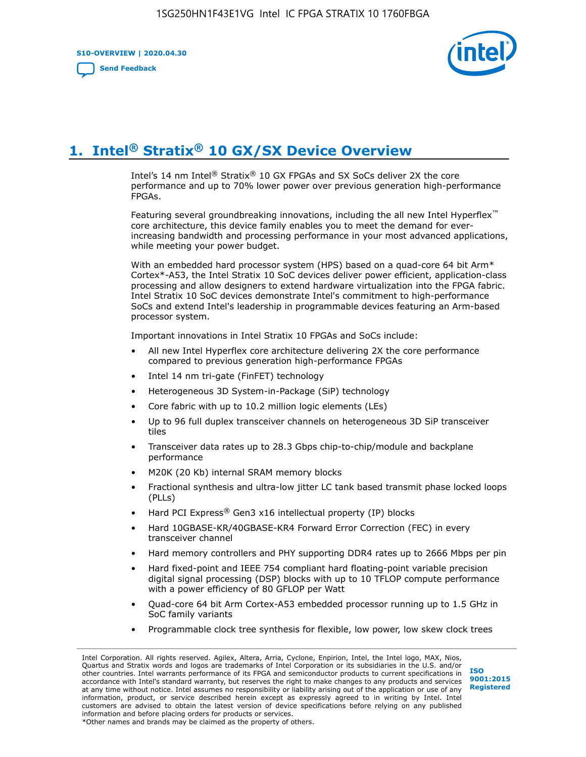# 1. Intel® Stratix® 10 GX/SX Device Overview

Intel's 14 nm Intel® Stratix® 10 GX FPGAs and SX SoCs deliver 2X the core performance and up to 70% lower power over previous generation high-performance FPGAs.

Featuring several groundbreaking innovations, including the all new Intel Hyperflex™ core architecture, this device family enables you to meet the demand for ever-increasing bandwidth and processing performance in your most advanced applications, while meeting your power budget.

With an embedded hard processor system (HPS) based on a quad-core 64 bit Arm* Cortex*-A53, the Intel Stratix 10 SoC devices deliver power efficient, application-class processing and allow designers to extend hardware virtualization into the FPGA fabric. Intel Stratix 10 SoC devices demonstrate Intel's commitment to high-performance SoCs and extend Intel's leadership in programmable devices featuring an Arm-based processor system.

Important innovations in Intel Stratix 10 FPGAs and SoCs include:

- All new Intel Hyperflex core architecture delivering 2X the core performance compared to previous generation high-performance FPGAs
- Intel 14 nm tri-gate (FinFET) technology
- Heterogeneous 3D System-in-Package (SiP) technology
- Core fabric with up to 10.2 million logic elements (LEs)
- Up to 96 full duplex transceiver channels on heterogeneous 3D SiP transceiver tiles
- Transceiver data rates up to 28.3 Gbps chip-to-chip/module and backplane performance
- M20K (20 Kb) internal SRAM memory blocks
- Fractional synthesis and ultra-low jitter LC tank based transmit phase locked loops (PLLs)
- Hard PCI Express® Gen3 x16 intellectual property (IP) blocks
- Hard 10GBASE-KR/40GBASE-KR4 Forward Error Correction (FEC) in every transceiver channel
- Hard memory controllers and PHY supporting DDR4 rates up to 2666 Mbps per pin
- Hard fixed-point and IEEE 754 compliant hard floating-point variable precision digital signal processing (DSP) blocks with up to 10 TFLOP compute performance with a power efficiency of 80 GFLOP per Watt
- Quad-core 64 bit Arm Cortex-A53 embedded processor running up to 1.5 GHz in SoC family variants
- Programmable clock tree synthesis for flexible, low power, low skew clock trees

Intel Corporation. All rights reserved. Agilex, Altera, Arria, Cyclone, Enpirion, Intel, the Intel logo, MAX, Nios, Quartus and Stratix words and logos are trademarks of Intel Corporation or its subsidiaries in the U.S. and/or other countries. Intel warrants performance of its FPGA and semiconductor products to current specifications in accordance with Intel's standard warranty, but reserves the right to make changes to any products and services at any time without notice. Intel assumes no responsibility or liability arising out of the application or use of any information, product, or service described herein except as expressly agreed to in writing by Intel. Intel customers are advised to obtain the latest version of device specifications before relying on any published information and before placing orders for products or services.
*Other names and brands may be claimed as the property of others.

ISO 9001:2015 Registered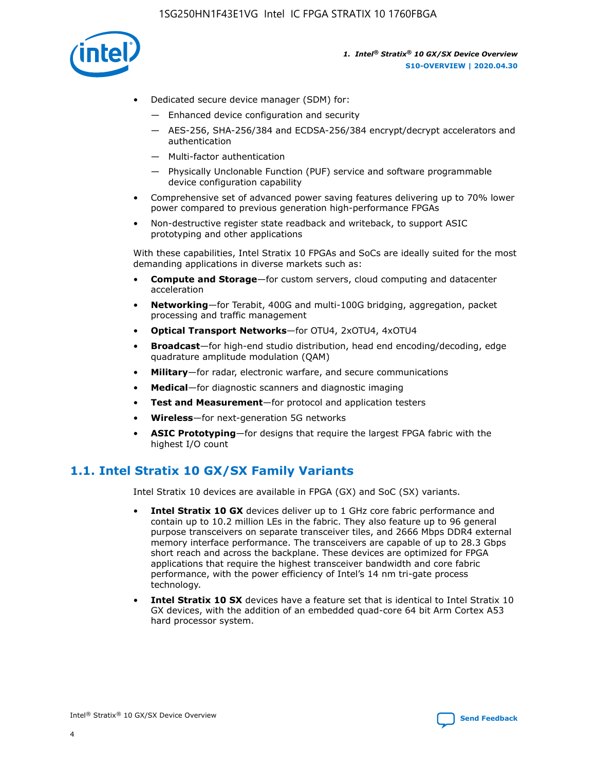- Dedicated secure device manager (SDM) for:
  - Enhanced device configuration and security
  - AES-256, SHA-256/384 and ECDSA-256/384 encrypt/decrypt accelerators and authentication
  - Multi-factor authentication
  - Physically Unclonable Function (PUF) service and software programmable device configuration capability
- Comprehensive set of advanced power saving features delivering up to 70% lower power compared to previous generation high-performance FPGAs
- Non-destructive register state readback and writeback, to support ASIC prototyping and other applications

With these capabilities, Intel Stratix 10 FPGAs and SoCs are ideally suited for the most demanding applications in diverse markets such as:

- **Compute and Storage**—for custom servers, cloud computing and datacenter acceleration
- **Networking**—for Terabit, 400G and multi-100G bridging, aggregation, packet processing and traffic management
- **Optical Transport Networks**—for OTU4, 2xOTU4, 4xOTU4
- **Broadcast**—for high-end studio distribution, head end encoding/decoding, edge quadrature amplitude modulation (QAM)
- **Military**—for radar, electronic warfare, and secure communications
- **Medical**—for diagnostic scanners and diagnostic imaging
- **Test and Measurement**—for protocol and application testers
- **Wireless**—for next-generation 5G networks
- **ASIC Prototyping**—for designs that require the largest FPGA fabric with the highest I/O count

## 1.1. Intel Stratix 10 GX/SX Family Variants

Intel Stratix 10 devices are available in FPGA (GX) and SoC (SX) variants.

- **Intel Stratix 10 GX** devices deliver up to 1 GHz core fabric performance and contain up to 10.2 million LEs in the fabric. They also feature up to 96 general purpose transceivers on separate transceiver tiles, and 2666 Mbps DDR4 external memory interface performance. The transceivers are capable of up to 28.3 Gbps short reach and across the backplane. These devices are optimized for FPGA applications that require the highest transceiver bandwidth and core fabric performance, with the power efficiency of Intel's 14 nm tri-gate process technology.
- **Intel Stratix 10 SX** devices have a feature set that is identical to Intel Stratix 10 GX devices, with the addition of an embedded quad-core 64 bit Arm Cortex A53 hard processor system.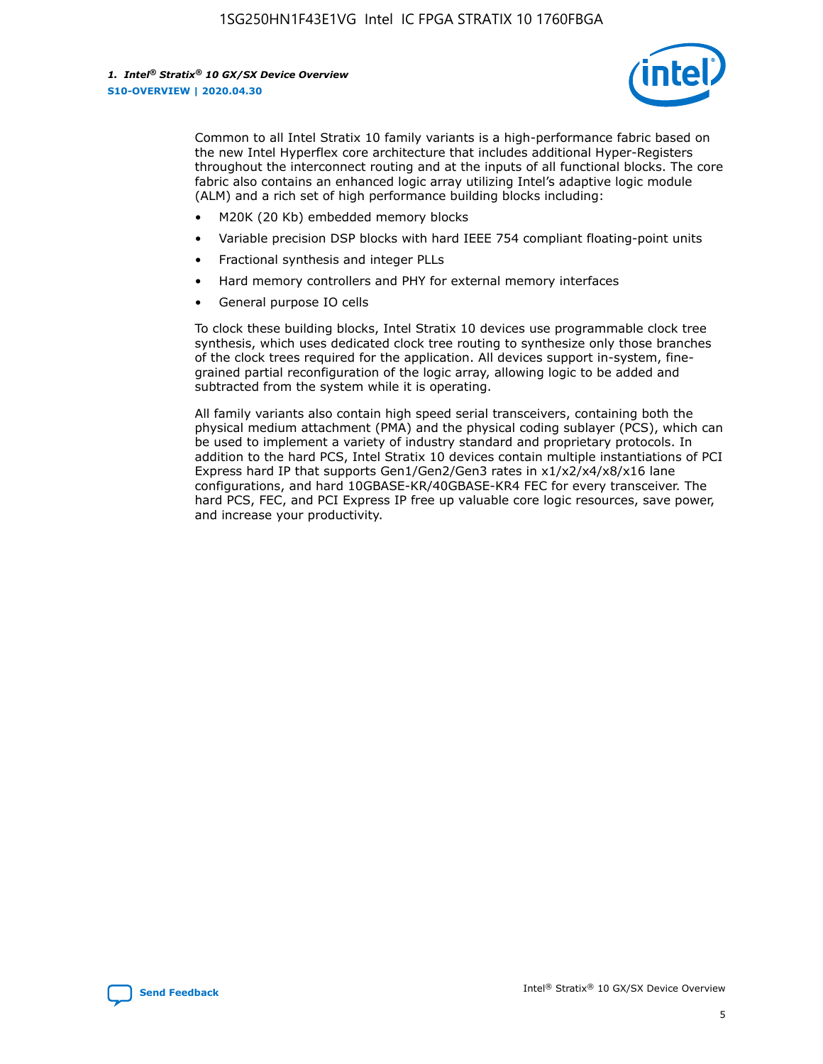Common to all Intel Stratix 10 family variants is a high-performance fabric based on the new Intel Hyperflex core architecture that includes additional Hyper-Registers throughout the interconnect routing and at the inputs of all functional blocks. The core fabric also contains an enhanced logic array utilizing Intel's adaptive logic module (ALM) and a rich set of high performance building blocks including:

- M20K (20 Kb) embedded memory blocks
- Variable precision DSP blocks with hard IEEE 754 compliant floating-point units
- Fractional synthesis and integer PLLs
- Hard memory controllers and PHY for external memory interfaces
- General purpose IO cells

To clock these building blocks, Intel Stratix 10 devices use programmable clock tree synthesis, which uses dedicated clock tree routing to synthesize only those branches of the clock trees required for the application. All devices support in-system, fine-grained partial reconfiguration of the logic array, allowing logic to be added and subtracted from the system while it is operating.

All family variants also contain high speed serial transceivers, containing both the physical medium attachment (PMA) and the physical coding sublayer (PCS), which can be used to implement a variety of industry standard and proprietary protocols. In addition to the hard PCS, Intel Stratix 10 devices contain multiple instantiations of PCI Express hard IP that supports Gen1/Gen2/Gen3 rates in x1/x2/x4/x8/x16 lane configurations, and hard 10GBASE-KR/40GBASE-KR4 FEC for every transceiver. The hard PCS, FEC, and PCI Express IP free up valuable core logic resources, save power, and increase your productivity.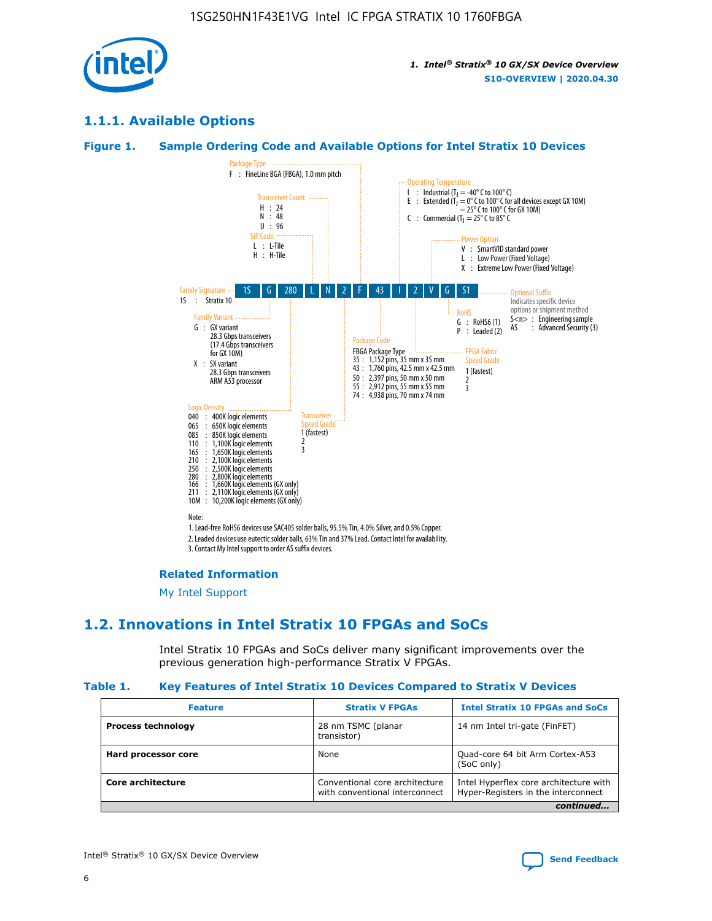## 1.1.1. Available Options

### Figure 1. Sample Ordering Code and Available Options for Intel Stratix 10 Devices

| 1S | G | 280 | L | N | 2 | F | 43 | I | 2 | V | G | S1 |
|---|---|---|---|---|---|---|---|---|---|---|---|---|

**Family Signature**
1S : Stratix 10

**Family Variant**
G : GX variant
28.3 Gbps transceivers
(17.4 Gbps transceivers for GX 10M)
X : SX variant
28.3 Gbps transceivers
ARM A53 processor

**Logic Density**
040 : 400K logic elements
065 : 650K logic elements
085 : 850K logic elements
110 : 1,100K logic elements
165 : 1,650K logic elements
210 : 2,100K logic elements
250 : 2,500K logic elements
280 : 2,800K logic elements
166 : 1,660K logic elements (GX only)
211 : 2,110K logic elements (GX only)
10M : 10,200K logic elements (GX only)

**SiP Code**
L : L-Tile
H : H-Tile

**Transceiver Count**
H : 24
N : 48
U : 96

**Transceiver Speed Grade**
1 (fastest)
2
3

**Package Type**
F : FineLine BGA (FBGA), 1.0 mm pitch

**Package Code**
FBGA Package Type
35 : 1,152 pins, 35 mm x 35 mm
43 : 1,760 pins, 42.5 mm x 42.5 mm
50 : 2,397 pins, 50 mm x 50 mm
55 : 2,912 pins, 55 mm x 55 mm
74 : 4,938 pins, 70 mm x 74 mm

**Operating Temperature**
I : Industrial ($T_J$ = -40° C to 100° C)
E : Extended ($T_J$ = 0° C to 100° C for all devices except GX 10M)
= 25° C to 100° C for GX 10M)
C : Commercial ($T_J$ = 25° C to 85° C

**FPGA Fabric Speed Grade**
1 (fastest)
2
3

**Power Option**
V : SmartVID standard power
L : Low Power (Fixed Voltage)
X : Extreme Low Power (Fixed Voltage)

**RoHS**
G : RoHS6 (1)
P : Leaded (2)

**Optional Suffix**
Indicates specific device options or shipment method
S<n> : Engineering sample
AS : Advanced Security (3)

Note:
1. Lead-free RoHS6 devices use SAC405 solder balls, 95.5% Tin, 4.0% Silver, and 0.5% Copper.
2. Leaded devices use eutectic solder balls, 63% Tin and 37% Lead. Contact Intel for availability.
3. Contact My Intel support to order AS suffix devices.

#### Related Information

My Intel Support

## 1.2. Innovations in Intel Stratix 10 FPGAs and SoCs

Intel Stratix 10 FPGAs and SoCs deliver many significant improvements over the previous generation high-performance Stratix V FPGAs.

### Table 1. Key Features of Intel Stratix 10 Devices Compared to Stratix V Devices

| Feature | Stratix V FPGAs | Intel Stratix 10 FPGAs and SoCs |
|---|---|---|
| **Process technology** | 28 nm TSMC (planar transistor) | 14 nm Intel tri-gate (FinFET) |
| **Hard processor core** | None | Quad-core 64 bit Arm Cortex-A53 (SoC only) |
| **Core architecture** | Conventional core architecture with conventional interconnect | Intel Hyperflex core architecture with Hyper-Registers in the interconnect |

*continued...*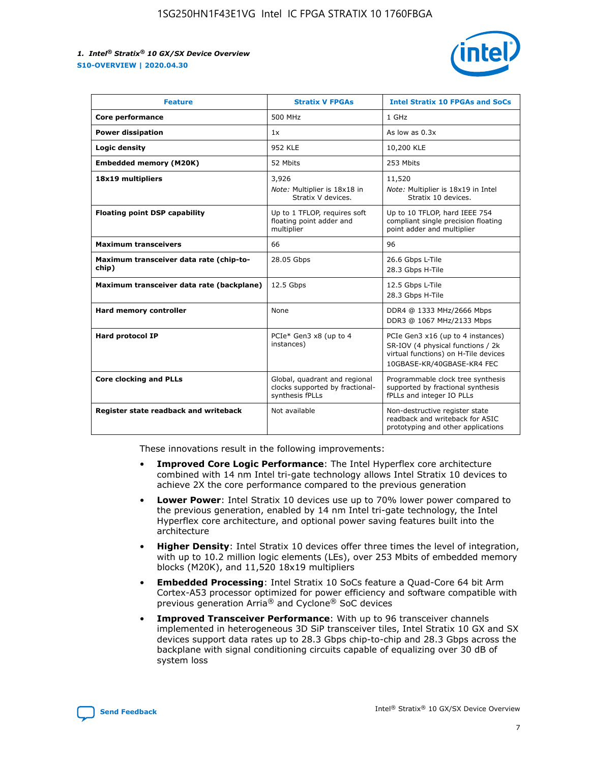| Feature | Stratix V FPGAs | Intel Stratix 10 FPGAs and SoCs |
| --- | --- | --- |
| **Core performance** | 500 MHz | 1 GHz |
| **Power dissipation** | 1x | As low as 0.3x |
| **Logic density** | 952 KLE | 10,200 KLE |
| **Embedded memory (M20K)** | 52 Mbits | 253 Mbits |
| **18x19 multipliers** | 3,926<br>*Note:* Multiplier is 18x18 in Stratix V devices. | 11,520<br>*Note:* Multiplier is 18x19 in Intel Stratix 10 devices. |
| **Floating point DSP capability** | Up to 1 TFLOP, requires soft floating point adder and multiplier | Up to 10 TFLOP, hard IEEE 754 compliant single precision floating point adder and multiplier |
| **Maximum transceivers** | 66 | 96 |
| **Maximum transceiver data rate (chip-to-chip)** | 28.05 Gbps | 26.6 Gbps L-Tile<br>28.3 Gbps H-Tile |
| **Maximum transceiver data rate (backplane)** | 12.5 Gbps | 12.5 Gbps L-Tile<br>28.3 Gbps H-Tile |
| **Hard memory controller** | None | DDR4 @ 1333 MHz/2666 Mbps<br>DDR3 @ 1067 MHz/2133 Mbps |
| **Hard protocol IP** | PCIe* Gen3 x8 (up to 4 instances) | PCIe Gen3 x16 (up to 4 instances)<br>SR-IOV (4 physical functions / 2k virtual functions) on H-Tile devices<br>10GBASE-KR/40GBASE-KR4 FEC |
| **Core clocking and PLLs** | Global, quadrant and regional clocks supported by fractional-synthesis fPLLs | Programmable clock tree synthesis supported by fractional synthesis fPLLs and integer IO PLLs |
| **Register state readback and writeback** | Not available | Non-destructive register state readback and writeback for ASIC prototyping and other applications |

These innovations result in the following improvements:

- **Improved Core Logic Performance**: The Intel Hyperflex core architecture combined with 14 nm Intel tri-gate technology allows Intel Stratix 10 devices to achieve 2X the core performance compared to the previous generation
- **Lower Power**: Intel Stratix 10 devices use up to 70% lower power compared to the previous generation, enabled by 14 nm Intel tri-gate technology, the Intel Hyperflex core architecture, and optional power saving features built into the architecture
- **Higher Density**: Intel Stratix 10 devices offer three times the level of integration, with up to 10.2 million logic elements (LEs), over 253 Mbits of embedded memory blocks (M20K), and 11,520 18x19 multipliers
- **Embedded Processing**: Intel Stratix 10 SoCs feature a Quad-Core 64 bit Arm Cortex-A53 processor optimized for power efficiency and software compatible with previous generation Arria® and Cyclone® SoC devices
- **Improved Transceiver Performance**: With up to 96 transceiver channels implemented in heterogeneous 3D SiP transceiver tiles, Intel Stratix 10 GX and SX devices support data rates up to 28.3 Gbps chip-to-chip and 28.3 Gbps across the backplane with signal conditioning circuits capable of equalizing over 30 dB of system loss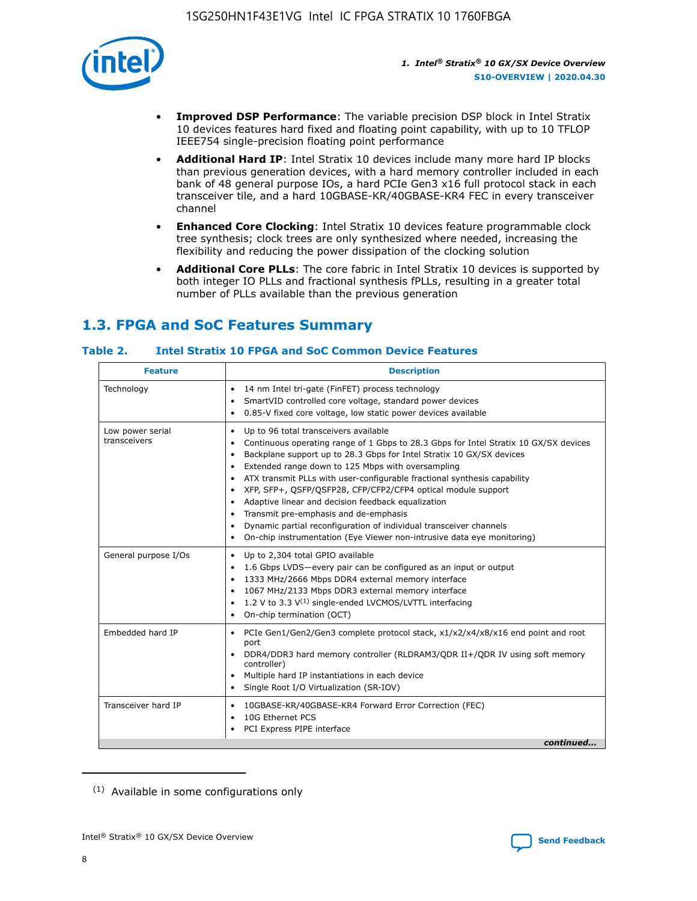- **Improved DSP Performance**: The variable precision DSP block in Intel Stratix 10 devices features hard fixed and floating point capability, with up to 10 TFLOP IEEE754 single-precision floating point performance
- **Additional Hard IP**: Intel Stratix 10 devices include many more hard IP blocks than previous generation devices, with a hard memory controller included in each bank of 48 general purpose IOs, a hard PCIe Gen3 x16 full protocol stack in each transceiver tile, and a hard 10GBASE-KR/40GBASE-KR4 FEC in every transceiver channel
- **Enhanced Core Clocking**: Intel Stratix 10 devices feature programmable clock tree synthesis; clock trees are only synthesized where needed, increasing the flexibility and reducing the power dissipation of the clocking solution
- **Additional Core PLLs**: The core fabric in Intel Stratix 10 devices is supported by both integer IO PLLs and fractional synthesis fPLLs, resulting in a greater total number of PLLs available than the previous generation

## 1.3. FPGA and SoC Features Summary

### Table 2. Intel Stratix 10 FPGA and SoC Common Device Features

| Feature | Description |
|---|---|
| Technology | • 14 nm Intel tri-gate (FinFET) process technology<br>• SmartVID controlled core voltage, standard power devices<br>• 0.85-V fixed core voltage, low static power devices available |
| Low power serial transceivers | • Up to 96 total transceivers available<br>• Continuous operating range of 1 Gbps to 28.3 Gbps for Intel Stratix 10 GX/SX devices<br>• Backplane support up to 28.3 Gbps for Intel Stratix 10 GX/SX devices<br>• Extended range down to 125 Mbps with oversampling<br>• ATX transmit PLLs with user-configurable fractional synthesis capability<br>• XFP, SFP+, QSFP/QSFP28, CFP/CFP2/CFP4 optical module support<br>• Adaptive linear and decision feedback equalization<br>• Transmit pre-emphasis and de-emphasis<br>• Dynamic partial reconfiguration of individual transceiver channels<br>• On-chip instrumentation (Eye Viewer non-intrusive data eye monitoring) |
| General purpose I/Os | • Up to 2,304 total GPIO available<br>• 1.6 Gbps LVDS—every pair can be configured as an input or output<br>• 1333 MHz/2666 Mbps DDR4 external memory interface<br>• 1067 MHz/2133 Mbps DDR3 external memory interface<br>• 1.2 V to 3.3 V[1] single-ended LVCMOS/LVTTL interfacing<br>• On-chip termination (OCT) |
| Embedded hard IP | • PCIe Gen1/Gen2/Gen3 complete protocol stack, x1/x2/x4/x8/x16 end point and root port<br>• DDR4/DDR3 hard memory controller (RLDRAM3/QDR II+/QDR IV using soft memory controller)<br>• Multiple hard IP instantiations in each device<br>• Single Root I/O Virtualization (SR-IOV) |
| Transceiver hard IP | • 10GBASE-KR/40GBASE-KR4 Forward Error Correction (FEC)<br>• 10G Ethernet PCS<br>• PCI Express PIPE interface |

*continued...*

[1] Available in some configurations only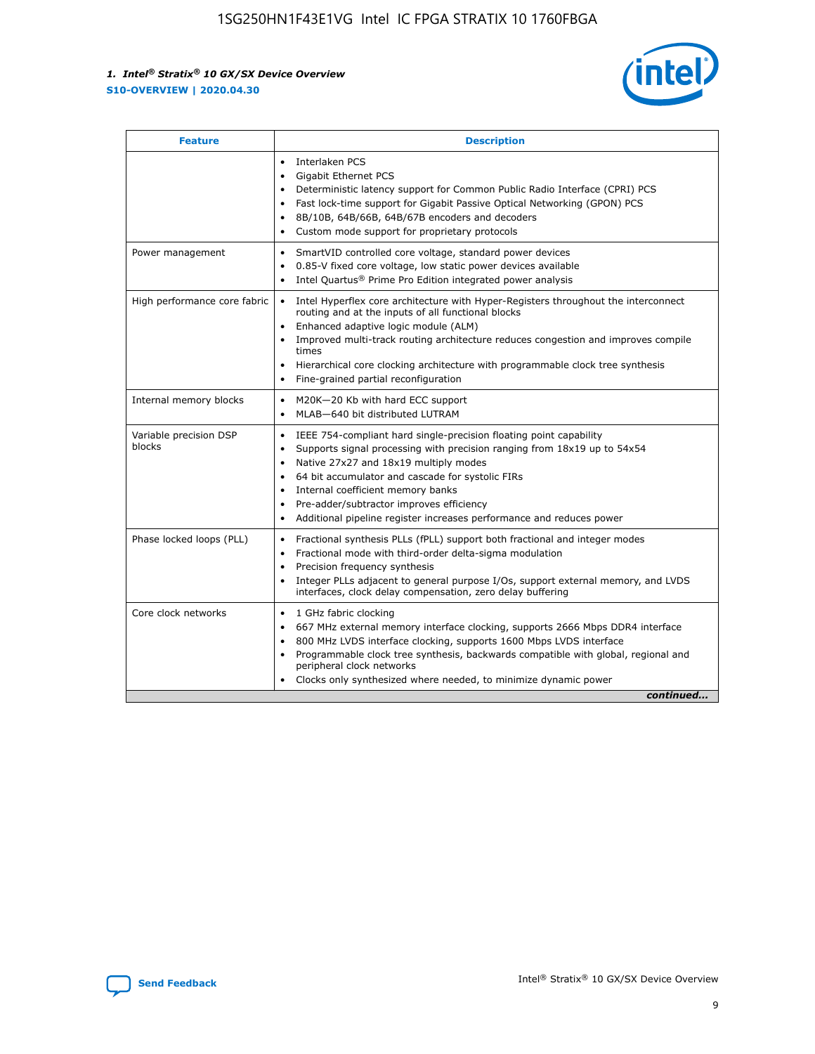| Feature | Description |
| --- | --- |
| | • Interlaken PCS<br>• Gigabit Ethernet PCS<br>• Deterministic latency support for Common Public Radio Interface (CPRI) PCS<br>• Fast lock-time support for Gigabit Passive Optical Networking (GPON) PCS<br>• 8B/10B, 64B/66B, 64B/67B encoders and decoders<br>• Custom mode support for proprietary protocols |
| Power management | • SmartVID controlled core voltage, standard power devices<br>• 0.85-V fixed core voltage, low static power devices available<br>• Intel Quartus® Prime Pro Edition integrated power analysis |
| High performance core fabric | • Intel Hyperflex core architecture with Hyper-Registers throughout the interconnect routing and at the inputs of all functional blocks<br>• Enhanced adaptive logic module (ALM)<br>• Improved multi-track routing architecture reduces congestion and improves compile times<br>• Hierarchical core clocking architecture with programmable clock tree synthesis<br>• Fine-grained partial reconfiguration |
| Internal memory blocks | • M20K—20 Kb with hard ECC support<br>• MLAB—640 bit distributed LUTRAM |
| Variable precision DSP blocks | • IEEE 754-compliant hard single-precision floating point capability<br>• Supports signal processing with precision ranging from 18x19 up to 54x54<br>• Native 27x27 and 18x19 multiply modes<br>• 64 bit accumulator and cascade for systolic FIRs<br>• Internal coefficient memory banks<br>• Pre-adder/subtractor improves efficiency<br>• Additional pipeline register increases performance and reduces power |
| Phase locked loops (PLL) | • Fractional synthesis PLLs (fPLL) support both fractional and integer modes<br>• Fractional mode with third-order delta-sigma modulation<br>• Precision frequency synthesis<br>• Integer PLLs adjacent to general purpose I/Os, support external memory, and LVDS interfaces, clock delay compensation, zero delay buffering |
| Core clock networks | • 1 GHz fabric clocking<br>• 667 MHz external memory interface clocking, supports 2666 Mbps DDR4 interface<br>• 800 MHz LVDS interface clocking, supports 1600 Mbps LVDS interface<br>• Programmable clock tree synthesis, backwards compatible with global, regional and peripheral clock networks<br>• Clocks only synthesized where needed, to minimize dynamic power |

*continued...*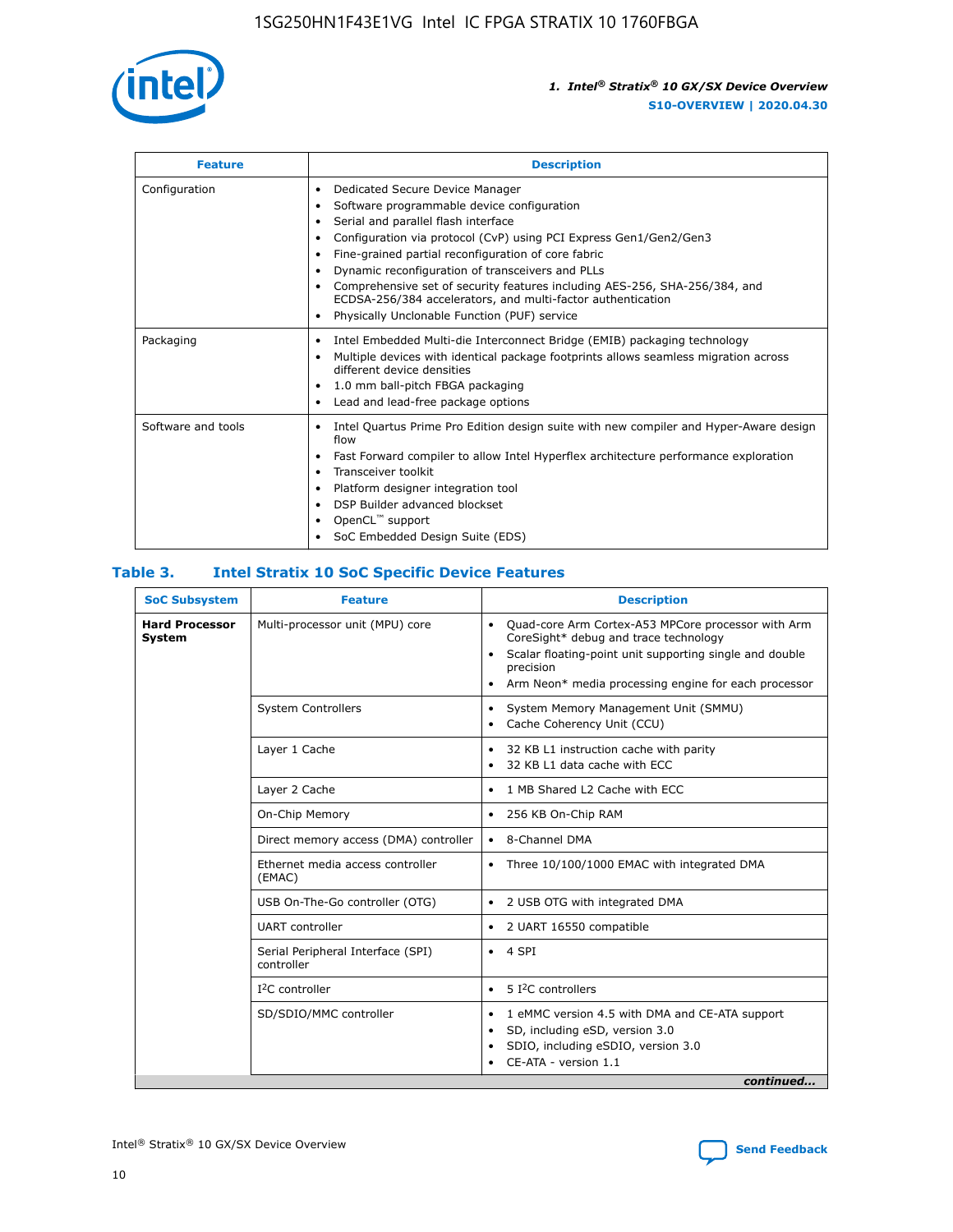| Feature | Description |
| --- | --- |
| Configuration | • Dedicated Secure Device Manager<br>• Software programmable device configuration<br>• Serial and parallel flash interface<br>• Configuration via protocol (CvP) using PCI Express Gen1/Gen2/Gen3<br>• Fine-grained partial reconfiguration of core fabric<br>• Dynamic reconfiguration of transceivers and PLLs<br>• Comprehensive set of security features including AES-256, SHA-256/384, and ECDSA-256/384 accelerators, and multi-factor authentication<br>• Physically Unclonable Function (PUF) service |
| Packaging | • Intel Embedded Multi-die Interconnect Bridge (EMIB) packaging technology<br>• Multiple devices with identical package footprints allows seamless migration across different device densities<br>• 1.0 mm ball-pitch FBGA packaging<br>• Lead and lead-free package options |
| Software and tools | • Intel Quartus Prime Pro Edition design suite with new compiler and Hyper-Aware design flow<br>• Fast Forward compiler to allow Intel Hyperflex architecture performance exploration<br>• Transceiver toolkit<br>• Platform designer integration tool<br>• DSP Builder advanced blockset<br>• OpenCL™ support<br>• SoC Embedded Design Suite (EDS) |

## Table 3. Intel Stratix 10 SoC Specific Device Features

| SoC Subsystem | Feature | Description |
| --- | --- | --- |
| **Hard Processor System** | Multi-processor unit (MPU) core | • Quad-core Arm Cortex-A53 MPCore processor with Arm CoreSight* debug and trace technology<br>• Scalar floating-point unit supporting single and double precision<br>• Arm Neon* media processing engine for each processor |
| | System Controllers | • System Memory Management Unit (SMMU)<br>• Cache Coherency Unit (CCU) |
| | Layer 1 Cache | • 32 KB L1 instruction cache with parity<br>• 32 KB L1 data cache with ECC |
| | Layer 2 Cache | • 1 MB Shared L2 Cache with ECC |
| | On-Chip Memory | • 256 KB On-Chip RAM |
| | Direct memory access (DMA) controller | • 8-Channel DMA |
| | Ethernet media access controller (EMAC) | • Three 10/100/1000 EMAC with integrated DMA |
| | USB On-The-Go controller (OTG) | • 2 USB OTG with integrated DMA |
| | UART controller | • 2 UART 16550 compatible |
| | Serial Peripheral Interface (SPI) controller | • 4 SPI |
| | I²C controller | • 5 I²C controllers |
| | SD/SDIO/MMC controller | • 1 eMMC version 4.5 with DMA and CE-ATA support<br>• SD, including eSD, version 3.0<br>• SDIO, including eSDIO, version 3.0<br>• CE-ATA - version 1.1 |

*continued...*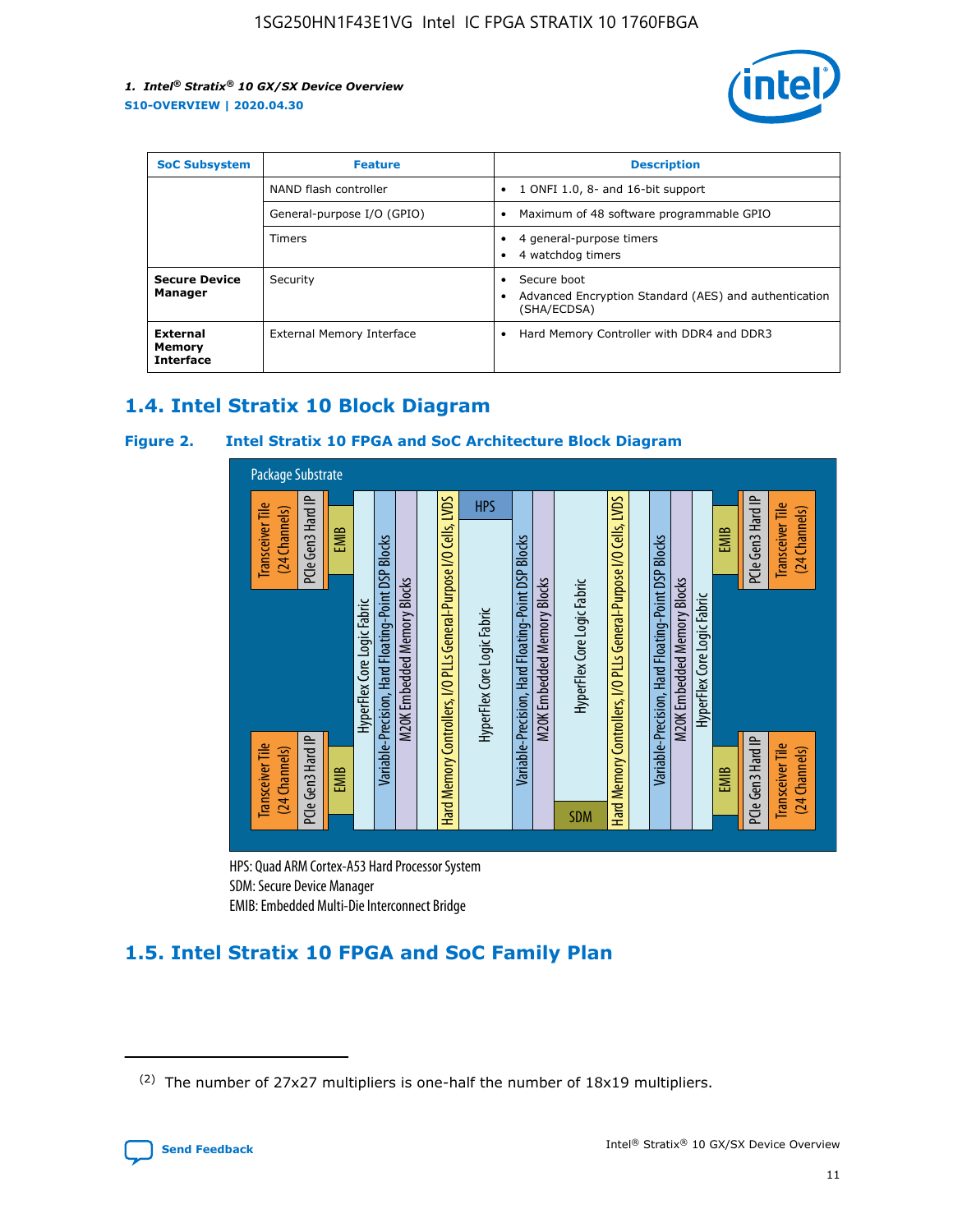| SoC Subsystem | Feature | Description |
| --- | --- | --- |
| | NAND flash controller | • 1 ONFI 1.0, 8- and 16-bit support |
| | General-purpose I/O (GPIO) | • Maximum of 48 software programmable GPIO |
| | Timers | • 4 general-purpose timers<br>• 4 watchdog timers |
| **Secure Device Manager** | Security | • Secure boot<br>• Advanced Encryption Standard (AES) and authentication (SHA/ECDSA) |
| **External Memory Interface** | External Memory Interface | • Hard Memory Controller with DDR4 and DDR3 |

## 1.4. Intel Stratix 10 Block Diagram

**Figure 2. Intel Stratix 10 FPGA and SoC Architecture Block Diagram**

Package Substrate

Transceiver Tile (24 Channels) | PCIe Gen3 Hard IP | EMIB | HyperFlex Core Logic Fabric | Variable-Precision, Hard Floating-Point DSP Blocks | M20K Embedded Memory Blocks | Hard Memory Controllers, I/O PLLs General-Purpose I/O Cells, LVDS | HPS | HyperFlex Core Logic Fabric | SDM

HPS: Quad ARM Cortex-A53 Hard Processor System
SDM: Secure Device Manager
EMIB: Embedded Multi-Die Interconnect Bridge

## 1.5. Intel Stratix 10 FPGA and SoC Family Plan

(2) The number of 27x27 multipliers is one-half the number of 18x19 multipliers.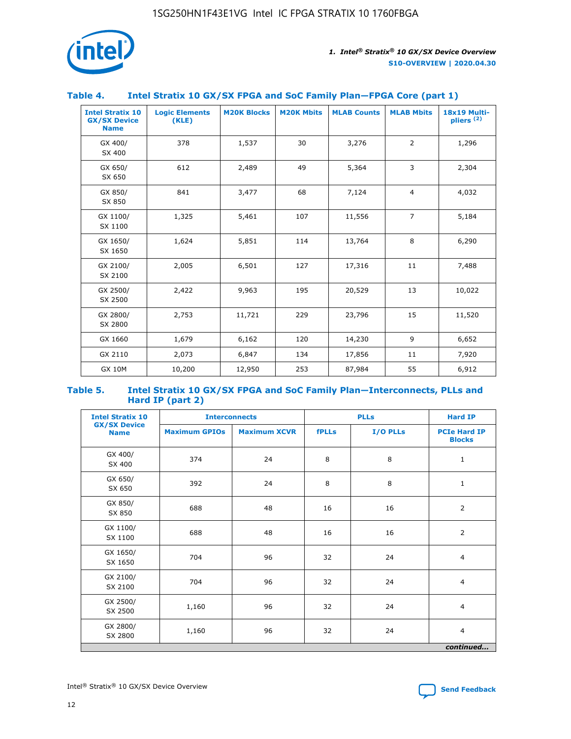## Table 4. Intel Stratix 10 GX/SX FPGA and SoC Family Plan—FPGA Core (part 1)

| Intel Stratix 10 GX/SX Device Name | Logic Elements (KLE) | M20K Blocks | M20K Mbits | MLAB Counts | MLAB Mbits | 18x19 Multipliers (2) |
|---|---|---|---|---|---|---|
| GX 400/ SX 400 | 378 | 1,537 | 30 | 3,276 | 2 | 1,296 |
| GX 650/ SX 650 | 612 | 2,489 | 49 | 5,364 | 3 | 2,304 |
| GX 850/ SX 850 | 841 | 3,477 | 68 | 7,124 | 4 | 4,032 |
| GX 1100/ SX 1100 | 1,325 | 5,461 | 107 | 11,556 | 7 | 5,184 |
| GX 1650/ SX 1650 | 1,624 | 5,851 | 114 | 13,764 | 8 | 6,290 |
| GX 2100/ SX 2100 | 2,005 | 6,501 | 127 | 17,316 | 11 | 7,488 |
| GX 2500/ SX 2500 | 2,422 | 9,963 | 195 | 20,529 | 13 | 10,022 |
| GX 2800/ SX 2800 | 2,753 | 11,721 | 229 | 23,796 | 15 | 11,520 |
| GX 1660 | 1,679 | 6,162 | 120 | 14,230 | 9 | 6,652 |
| GX 2110 | 2,073 | 6,847 | 134 | 17,856 | 11 | 7,920 |
| GX 10M | 10,200 | 12,950 | 253 | 87,984 | 55 | 6,912 |

## Table 5. Intel Stratix 10 GX/SX FPGA and SoC Family Plan—Interconnects, PLLs and Hard IP (part 2)

| Intel Stratix 10 GX/SX Device Name | Interconnects | | PLLs | | Hard IP |
|---|---|---|---|---|---|
| | Maximum GPIOs | Maximum XCVR | fPLLs | I/O PLLs | PCIe Hard IP Blocks |
| GX 400/ SX 400 | 374 | 24 | 8 | 8 | 1 |
| GX 650/ SX 650 | 392 | 24 | 8 | 8 | 1 |
| GX 850/ SX 850 | 688 | 48 | 16 | 16 | 2 |
| GX 1100/ SX 1100 | 688 | 48 | 16 | 16 | 2 |
| GX 1650/ SX 1650 | 704 | 96 | 32 | 24 | 4 |
| GX 2100/ SX 2100 | 704 | 96 | 32 | 24 | 4 |
| GX 2500/ SX 2500 | 1,160 | 96 | 32 | 24 | 4 |
| GX 2800/ SX 2800 | 1,160 | 96 | 32 | 24 | 4 |

*continued...*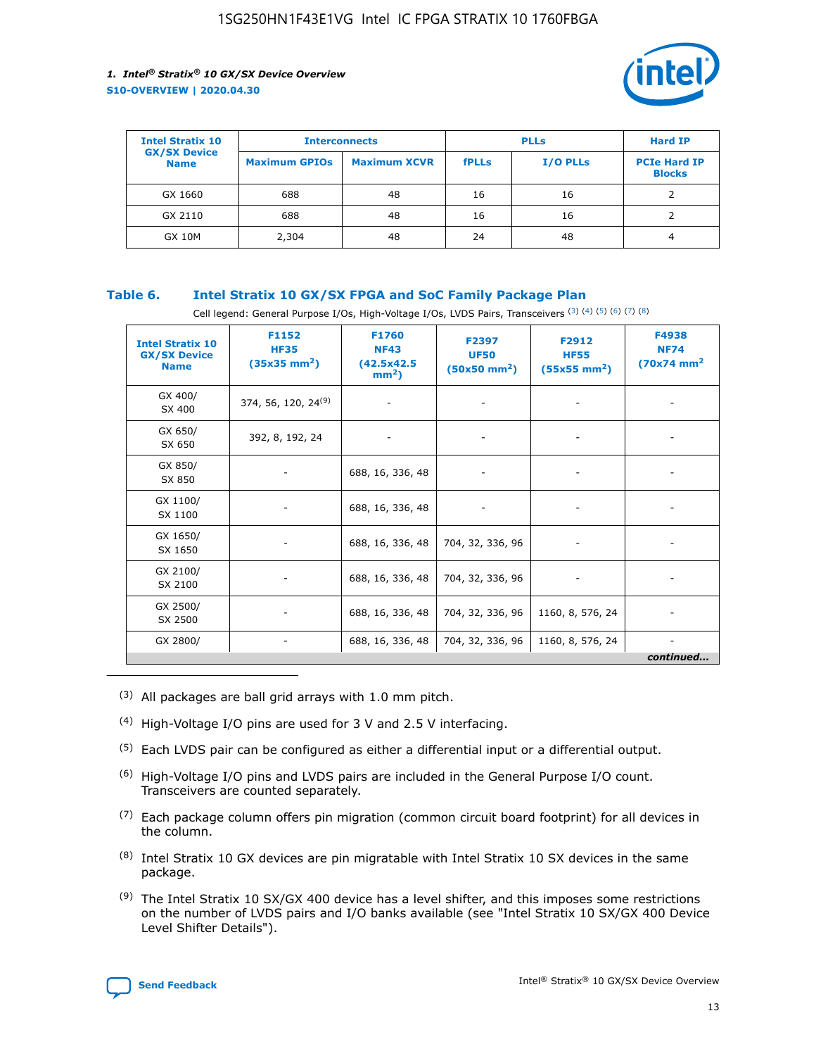| Intel Stratix 10 GX/SX Device Name | Interconnects | | PLLs | | Hard IP |
|---|---|---|---|---|---|
| | Maximum GPIOs | Maximum XCVR | fPLLs | I/O PLLs | PCIe Hard IP Blocks |
| GX 1660 | 688 | 48 | 16 | 16 | 2 |
| GX 2110 | 688 | 48 | 16 | 16 | 2 |
| GX 10M | 2,304 | 48 | 24 | 48 | 4 |

### Table 6. Intel Stratix 10 GX/SX FPGA and SoC Family Package Plan

Cell legend: General Purpose I/Os, High-Voltage I/Os, LVDS Pairs, Transceivers [(3)] [(4)] [(5)] [(6)] [(7)] [(8)]

| Intel Stratix 10 GX/SX Device Name | F1152 HF35 (35x35 mm$^2$) | F1760 NF43 (42.5x42.5 mm$^2$) | F2397 UF50 (50x50 mm$^2$) | F2912 HF55 (55x55 mm$^2$) | F4938 NF74 (70x74 mm$^2$ |
|---|---|---|---|---|---|
| GX 400/ SX 400 | 374, 56, 120, 24[(9)] | - | - | - | - |
| GX 650/ SX 650 | 392, 8, 192, 24 | - | - | - | - |
| GX 850/ SX 850 | - | 688, 16, 336, 48 | - | - | - |
| GX 1100/ SX 1100 | - | 688, 16, 336, 48 | - | - | - |
| GX 1650/ SX 1650 | - | 688, 16, 336, 48 | 704, 32, 336, 96 | - | - |
| GX 2100/ SX 2100 | - | 688, 16, 336, 48 | 704, 32, 336, 96 | - | - |
| GX 2500/ SX 2500 | - | 688, 16, 336, 48 | 704, 32, 336, 96 | 1160, 8, 576, 24 | - |
| GX 2800/ | - | 688, 16, 336, 48 | 704, 32, 336, 96 | 1160, 8, 576, 24 | - |

*continued...*

(3) All packages are ball grid arrays with 1.0 mm pitch.

(4) High-Voltage I/O pins are used for 3 V and 2.5 V interfacing.

(5) Each LVDS pair can be configured as either a differential input or a differential output.

(6) High-Voltage I/O pins and LVDS pairs are included in the General Purpose I/O count. Transceivers are counted separately.

(7) Each package column offers pin migration (common circuit board footprint) for all devices in the column.

(8) Intel Stratix 10 GX devices are pin migratable with Intel Stratix 10 SX devices in the same package.

(9) The Intel Stratix 10 SX/GX 400 device has a level shifter, and this imposes some restrictions on the number of LVDS pairs and I/O banks available (see "Intel Stratix 10 SX/GX 400 Device Level Shifter Details").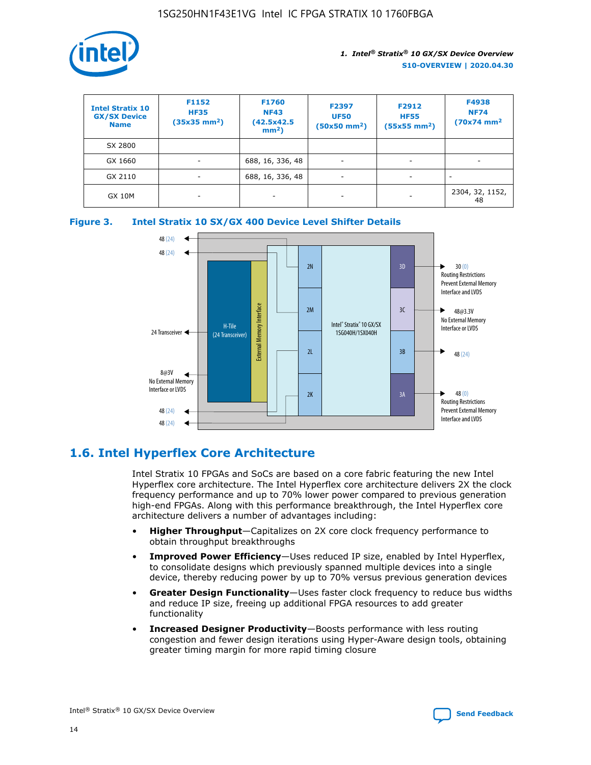| Intel Stratix 10 GX/SX Device Name | F1152 HF35 (35x35 mm²) | F1760 NF43 (42.5x42.5 mm²) | F2397 UF50 (50x50 mm²) | F2912 HF55 (55x55 mm²) | F4938 NF74 (70x74 mm² |
|---|---|---|---|---|---|
| SX 2800 | | | | | |
| GX 1660 | - | 688, 16, 336, 48 | - | - | - |
| GX 2110 | - | 688, 16, 336, 48 | - | - | - |
| GX 10M | - | - | - | - | 2304, 32, 1152, 48 |

**Figure 3. Intel Stratix 10 SX/GX 400 Device Level Shifter Details**

## 1.6. Intel Hyperflex Core Architecture

Intel Stratix 10 FPGAs and SoCs are based on a core fabric featuring the new Intel Hyperflex core architecture. The Intel Hyperflex core architecture delivers 2X the clock frequency performance and up to 70% lower power compared to previous generation high-end FPGAs. Along with this performance breakthrough, the Intel Hyperflex core architecture delivers a number of advantages including:

- **Higher Throughput**—Capitalizes on 2X core clock frequency performance to obtain throughput breakthroughs
- **Improved Power Efficiency**—Uses reduced IP size, enabled by Intel Hyperflex, to consolidate designs which previously spanned multiple devices into a single device, thereby reducing power by up to 70% versus previous generation devices
- **Greater Design Functionality**—Uses faster clock frequency to reduce bus widths and reduce IP size, freeing up additional FPGA resources to add greater functionality
- **Increased Designer Productivity**—Boosts performance with less routing congestion and fewer design iterations using Hyper-Aware design tools, obtaining greater timing margin for more rapid timing closure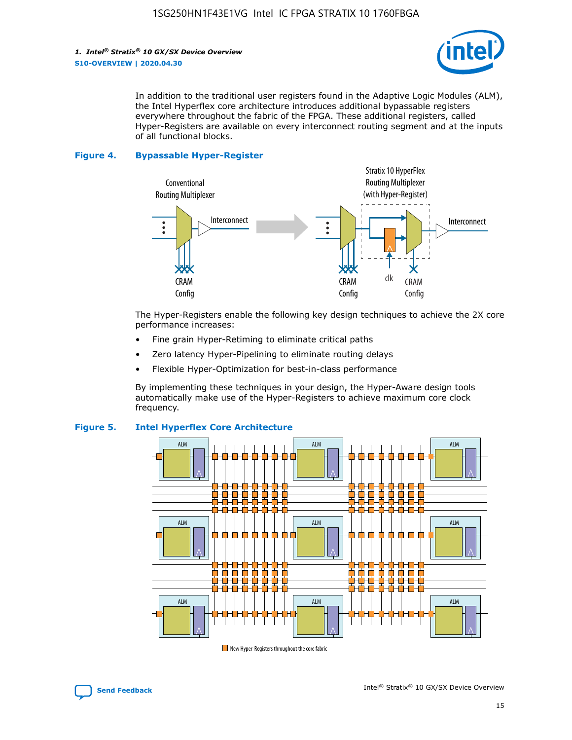In addition to the traditional user registers found in the Adaptive Logic Modules (ALM), the Intel Hyperflex core architecture introduces additional bypassable registers everywhere throughout the fabric of the FPGA. These additional registers, called Hyper-Registers are available on every interconnect routing segment and at the inputs of all functional blocks.

**Figure 4. Bypassable Hyper-Register**

The Hyper-Registers enable the following key design techniques to achieve the 2X core performance increases:

- Fine grain Hyper-Retiming to eliminate critical paths
- Zero latency Hyper-Pipelining to eliminate routing delays
- Flexible Hyper-Optimization for best-in-class performance

By implementing these techniques in your design, the Hyper-Aware design tools automatically make use of the Hyper-Registers to achieve maximum core clock frequency.

**Figure 5. Intel Hyperflex Core Architecture**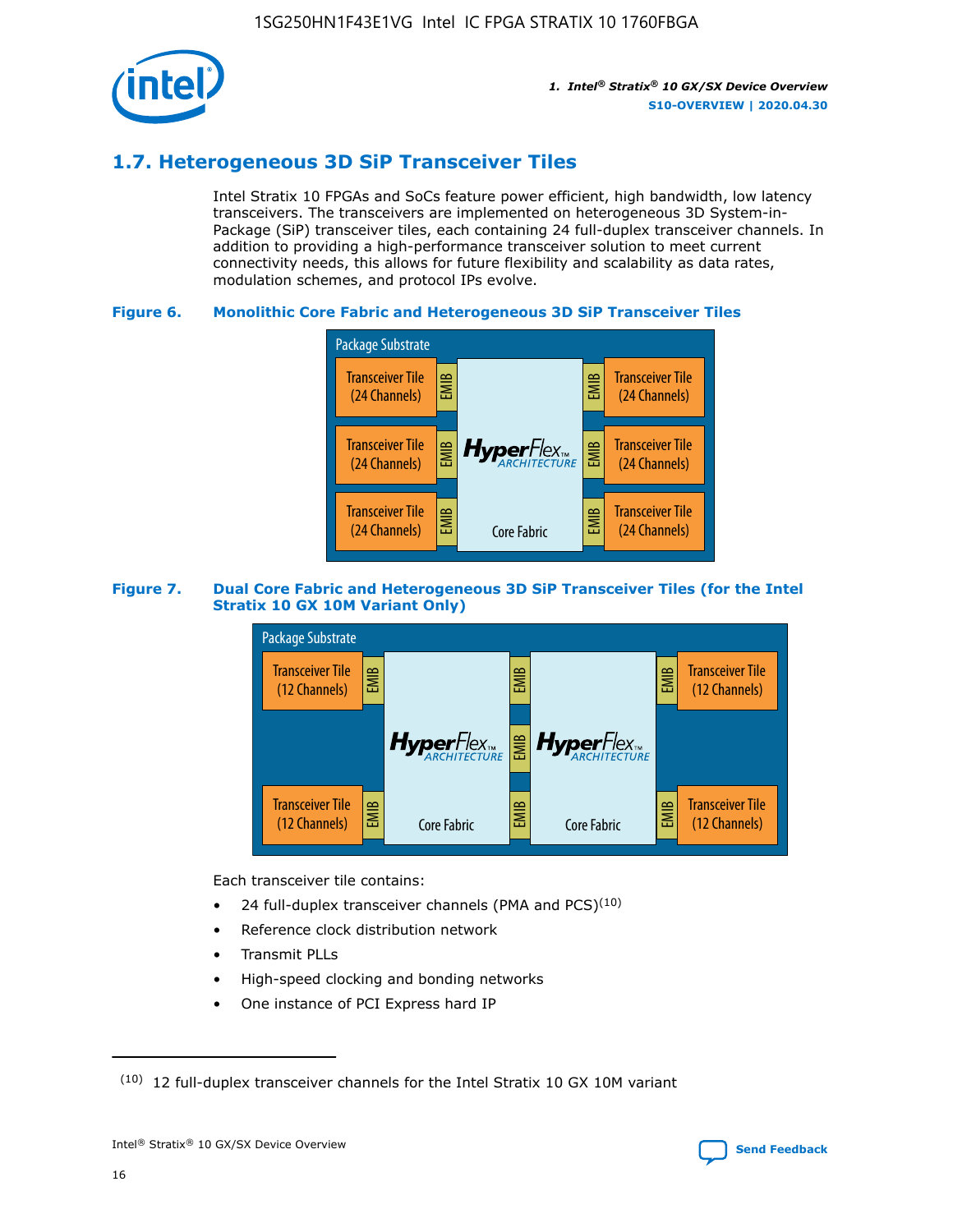## 1.7. Heterogeneous 3D SiP Transceiver Tiles

Intel Stratix 10 FPGAs and SoCs feature power efficient, high bandwidth, low latency transceivers. The transceivers are implemented on heterogeneous 3D System-in-Package (SiP) transceiver tiles, each containing 24 full-duplex transceiver channels. In addition to providing a high-performance transceiver solution to meet current connectivity needs, this allows for future flexibility and scalability as data rates, modulation schemes, and protocol IPs evolve.

**Figure 6. Monolithic Core Fabric and Heterogeneous 3D SiP Transceiver Tiles**

Package Substrate

Transceiver Tile (24 Channels) | EMIB | HyperFlex ARCHITECTURE Core Fabric | EMIB | Transceiver Tile (24 Channels)

Transceiver Tile (24 Channels) | EMIB | | EMIB | Transceiver Tile (24 Channels)

Transceiver Tile (24 Channels) | EMIB | | EMIB | Transceiver Tile (24 Channels)

**Figure 7. Dual Core Fabric and Heterogeneous 3D SiP Transceiver Tiles (for the Intel Stratix 10 GX 10M Variant Only)**

Package Substrate

Transceiver Tile (12 Channels) | EMIB | HyperFlex ARCHITECTURE Core Fabric | EMIB | HyperFlex ARCHITECTURE Core Fabric | EMIB | Transceiver Tile (12 Channels)

Transceiver Tile (12 Channels) | EMIB | | EMIB | | EMIB | Transceiver Tile (12 Channels)

Each transceiver tile contains:

- 24 full-duplex transceiver channels (PMA and PCS)[10]
- Reference clock distribution network
- Transmit PLLs
- High-speed clocking and bonding networks
- One instance of PCI Express hard IP

---

(10) 12 full-duplex transceiver channels for the Intel Stratix 10 GX 10M variant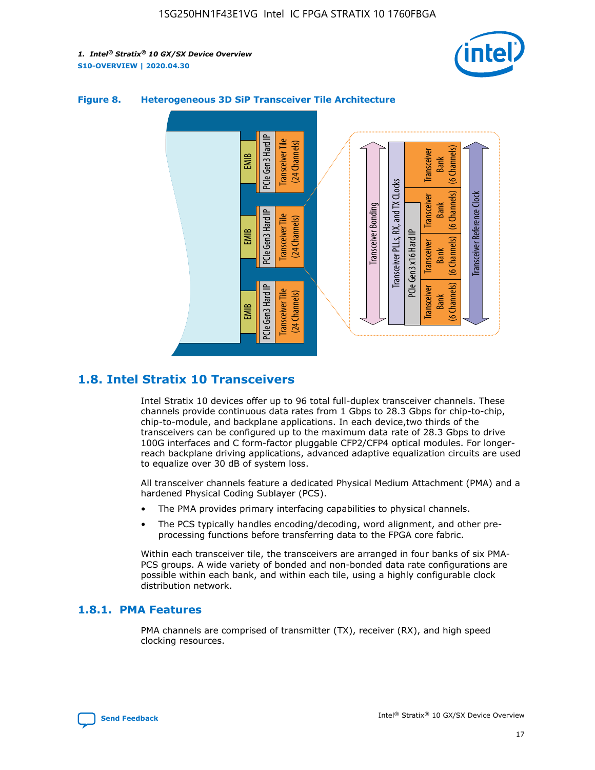**Figure 8. Heterogeneous 3D SiP Transceiver Tile Architecture**

## 1.8. Intel Stratix 10 Transceivers

Intel Stratix 10 devices offer up to 96 total full-duplex transceiver channels. These channels provide continuous data rates from 1 Gbps to 28.3 Gbps for chip-to-chip, chip-to-module, and backplane applications. In each device,two thirds of the transceivers can be configured up to the maximum data rate of 28.3 Gbps to drive 100G interfaces and C form-factor pluggable CFP2/CFP4 optical modules. For longer-reach backplane driving applications, advanced adaptive equalization circuits are used to equalize over 30 dB of system loss.

All transceiver channels feature a dedicated Physical Medium Attachment (PMA) and a hardened Physical Coding Sublayer (PCS).

- The PMA provides primary interfacing capabilities to physical channels.
- The PCS typically handles encoding/decoding, word alignment, and other pre-processing functions before transferring data to the FPGA core fabric.

Within each transceiver tile, the transceivers are arranged in four banks of six PMA-PCS groups. A wide variety of bonded and non-bonded data rate configurations are possible within each bank, and within each tile, using a highly configurable clock distribution network.

### 1.8.1. PMA Features

PMA channels are comprised of transmitter (TX), receiver (RX), and high speed clocking resources.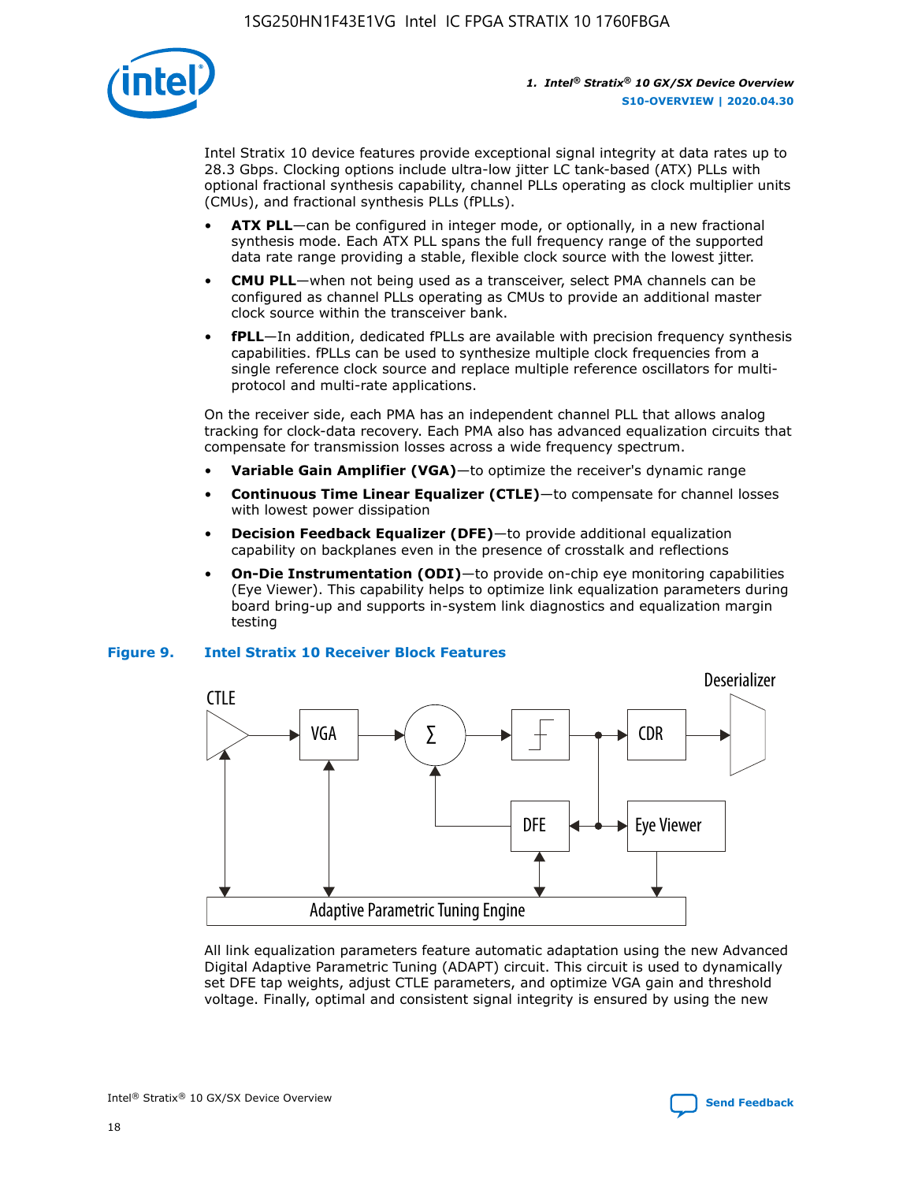Intel Stratix 10 device features provide exceptional signal integrity at data rates up to 28.3 Gbps. Clocking options include ultra-low jitter LC tank-based (ATX) PLLs with optional fractional synthesis capability, channel PLLs operating as clock multiplier units (CMUs), and fractional synthesis PLLs (fPLLs).

- **ATX PLL**—can be configured in integer mode, or optionally, in a new fractional synthesis mode. Each ATX PLL spans the full frequency range of the supported data rate range providing a stable, flexible clock source with the lowest jitter.
- **CMU PLL**—when not being used as a transceiver, select PMA channels can be configured as channel PLLs operating as CMUs to provide an additional master clock source within the transceiver bank.
- **fPLL**—In addition, dedicated fPLLs are available with precision frequency synthesis capabilities. fPLLs can be used to synthesize multiple clock frequencies from a single reference clock source and replace multiple reference oscillators for multi-protocol and multi-rate applications.

On the receiver side, each PMA has an independent channel PLL that allows analog tracking for clock-data recovery. Each PMA also has advanced equalization circuits that compensate for transmission losses across a wide frequency spectrum.

- **Variable Gain Amplifier (VGA)**—to optimize the receiver's dynamic range
- **Continuous Time Linear Equalizer (CTLE)**—to compensate for channel losses with lowest power dissipation
- **Decision Feedback Equalizer (DFE)**—to provide additional equalization capability on backplanes even in the presence of crosstalk and reflections
- **On-Die Instrumentation (ODI)**—to provide on-chip eye monitoring capabilities (Eye Viewer). This capability helps to optimize link equalization parameters during board bring-up and supports in-system link diagnostics and equalization margin testing

**Figure 9. Intel Stratix 10 Receiver Block Features**

All link equalization parameters feature automatic adaptation using the new Advanced Digital Adaptive Parametric Tuning (ADAPT) circuit. This circuit is used to dynamically set DFE tap weights, adjust CTLE parameters, and optimize VGA gain and threshold voltage. Finally, optimal and consistent signal integrity is ensured by using the new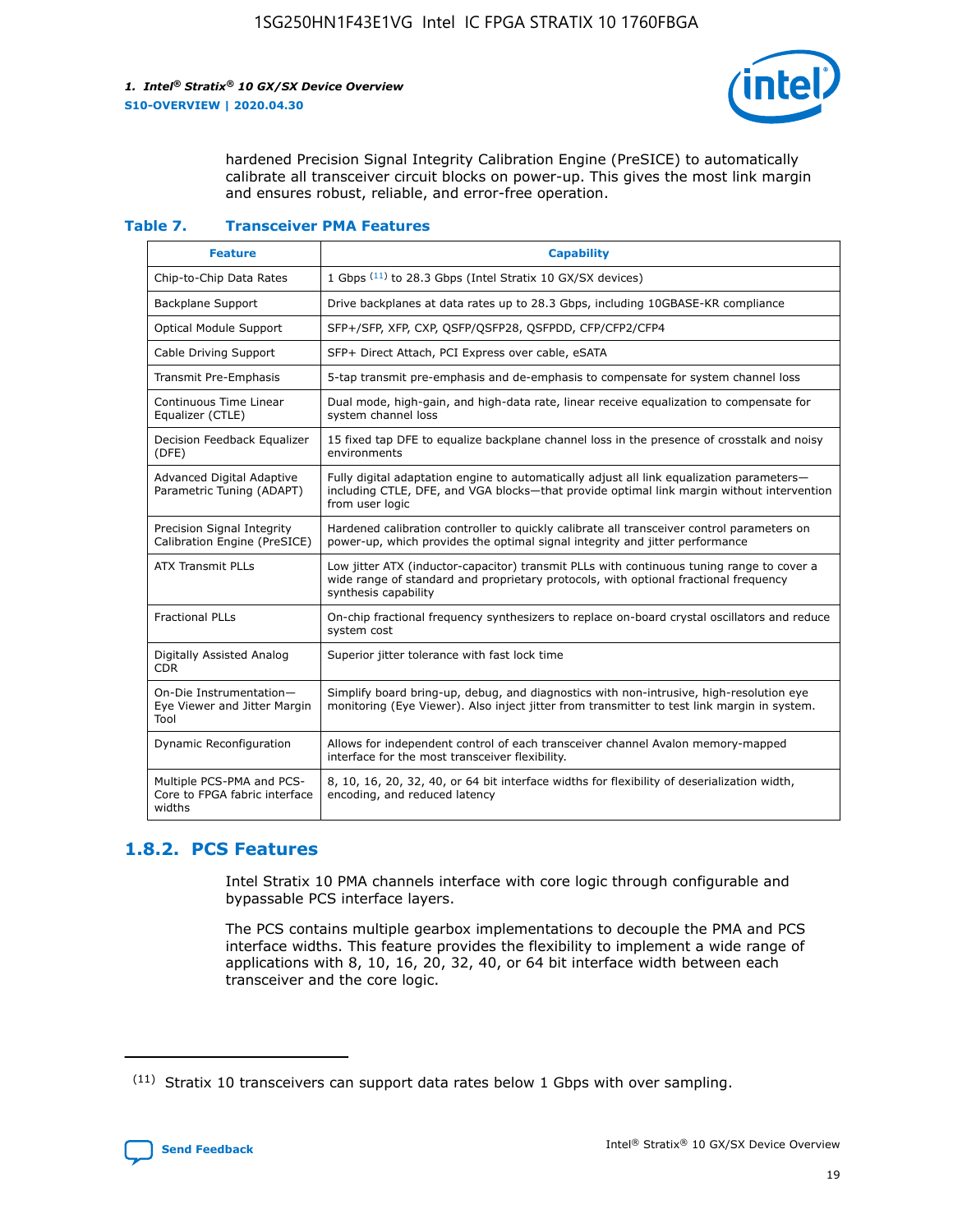hardened Precision Signal Integrity Calibration Engine (PreSICE) to automatically calibrate all transceiver circuit blocks on power-up. This gives the most link margin and ensures robust, reliable, and error-free operation.

**Table 7. Transceiver PMA Features**

| Feature | Capability |
| --- | --- |
| Chip-to-Chip Data Rates | 1 Gbps [11] to 28.3 Gbps (Intel Stratix 10 GX/SX devices) |
| Backplane Support | Drive backplanes at data rates up to 28.3 Gbps, including 10GBASE-KR compliance |
| Optical Module Support | SFP+/SFP, XFP, CXP, QSFP/QSFP28, QSFPDD, CFP/CFP2/CFP4 |
| Cable Driving Support | SFP+ Direct Attach, PCI Express over cable, eSATA |
| Transmit Pre-Emphasis | 5-tap transmit pre-emphasis and de-emphasis to compensate for system channel loss |
| Continuous Time Linear Equalizer (CTLE) | Dual mode, high-gain, and high-data rate, linear receive equalization to compensate for system channel loss |
| Decision Feedback Equalizer (DFE) | 15 fixed tap DFE to equalize backplane channel loss in the presence of crosstalk and noisy environments |
| Advanced Digital Adaptive Parametric Tuning (ADAPT) | Fully digital adaptation engine to automatically adjust all link equalization parameters—including CTLE, DFE, and VGA blocks—that provide optimal link margin without intervention from user logic |
| Precision Signal Integrity Calibration Engine (PreSICE) | Hardened calibration controller to quickly calibrate all transceiver control parameters on power-up, which provides the optimal signal integrity and jitter performance |
| ATX Transmit PLLs | Low jitter ATX (inductor-capacitor) transmit PLLs with continuous tuning range to cover a wide range of standard and proprietary protocols, with optional fractional frequency synthesis capability |
| Fractional PLLs | On-chip fractional frequency synthesizers to replace on-board crystal oscillators and reduce system cost |
| Digitally Assisted Analog CDR | Superior jitter tolerance with fast lock time |
| On-Die Instrumentation—Eye Viewer and Jitter Margin Tool | Simplify board bring-up, debug, and diagnostics with non-intrusive, high-resolution eye monitoring (Eye Viewer). Also inject jitter from transmitter to test link margin in system. |
| Dynamic Reconfiguration | Allows for independent control of each transceiver channel Avalon memory-mapped interface for the most transceiver flexibility. |
| Multiple PCS-PMA and PCS-Core to FPGA fabric interface widths | 8, 10, 16, 20, 32, 40, or 64 bit interface widths for flexibility of deserialization width, encoding, and reduced latency |

## 1.8.2. PCS Features

Intel Stratix 10 PMA channels interface with core logic through configurable and bypassable PCS interface layers.

The PCS contains multiple gearbox implementations to decouple the PMA and PCS interface widths. This feature provides the flexibility to implement a wide range of applications with 8, 10, 16, 20, 32, 40, or 64 bit interface width between each transceiver and the core logic.

[11] Stratix 10 transceivers can support data rates below 1 Gbps with over sampling.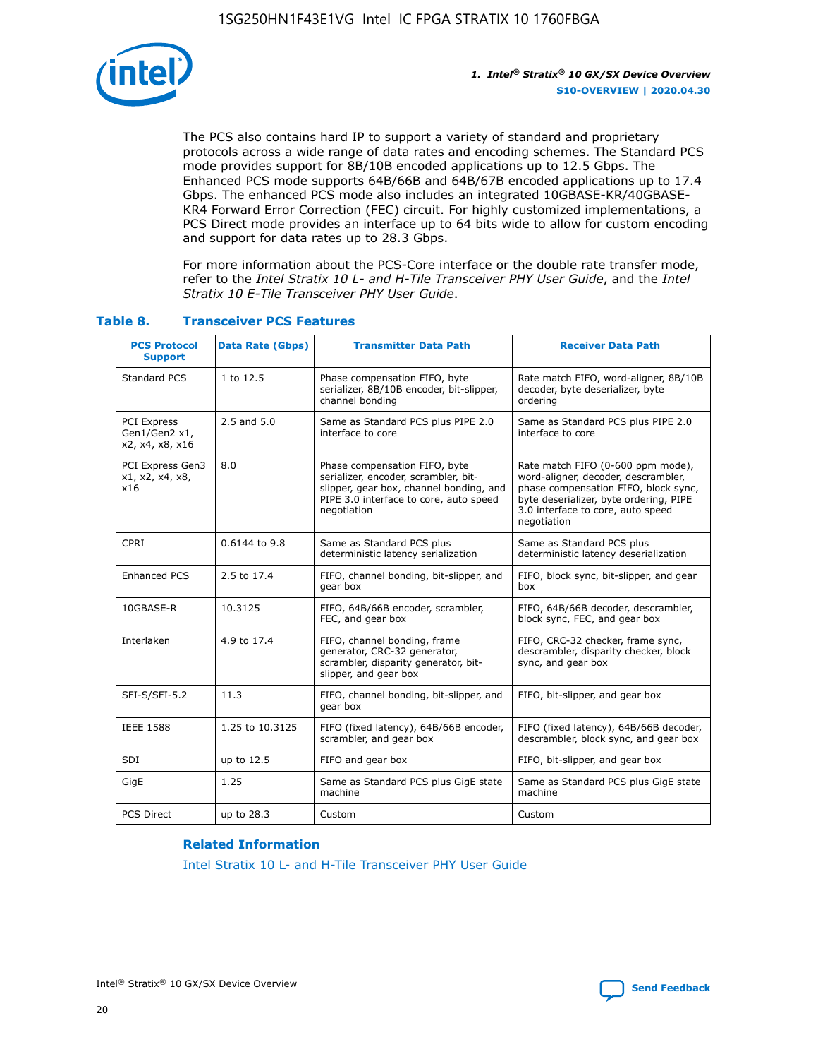The PCS also contains hard IP to support a variety of standard and proprietary protocols across a wide range of data rates and encoding schemes. The Standard PCS mode provides support for 8B/10B encoded applications up to 12.5 Gbps. The Enhanced PCS mode supports 64B/66B and 64B/67B encoded applications up to 17.4 Gbps. The enhanced PCS mode also includes an integrated 10GBASE-KR/40GBASE-KR4 Forward Error Correction (FEC) circuit. For highly customized implementations, a PCS Direct mode provides an interface up to 64 bits wide to allow for custom encoding and support for data rates up to 28.3 Gbps.

For more information about the PCS-Core interface or the double rate transfer mode, refer to the *Intel Stratix 10 L- and H-Tile Transceiver PHY User Guide*, and the *Intel Stratix 10 E-Tile Transceiver PHY User Guide*.

### Table 8. Transceiver PCS Features

| PCS Protocol Support | Data Rate (Gbps) | Transmitter Data Path | Receiver Data Path |
|---|---|---|---|
| Standard PCS | 1 to 12.5 | Phase compensation FIFO, byte serializer, 8B/10B encoder, bit-slipper, channel bonding | Rate match FIFO, word-aligner, 8B/10B decoder, byte deserializer, byte ordering |
| PCI Express Gen1/Gen2 x1, x2, x4, x8, x16 | 2.5 and 5.0 | Same as Standard PCS plus PIPE 2.0 interface to core | Same as Standard PCS plus PIPE 2.0 interface to core |
| PCI Express Gen3 x1, x2, x4, x8, x16 | 8.0 | Phase compensation FIFO, byte serializer, encoder, scrambler, bit-slipper, gear box, channel bonding, and PIPE 3.0 interface to core, auto speed negotiation | Rate match FIFO (0-600 ppm mode), word-aligner, decoder, descrambler, phase compensation FIFO, block sync, byte deserializer, byte ordering, PIPE 3.0 interface to core, auto speed negotiation |
| CPRI | 0.6144 to 9.8 | Same as Standard PCS plus deterministic latency serialization | Same as Standard PCS plus deterministic latency deserialization |
| Enhanced PCS | 2.5 to 17.4 | FIFO, channel bonding, bit-slipper, and gear box | FIFO, block sync, bit-slipper, and gear box |
| 10GBASE-R | 10.3125 | FIFO, 64B/66B encoder, scrambler, FEC, and gear box | FIFO, 64B/66B decoder, descrambler, block sync, FEC, and gear box |
| Interlaken | 4.9 to 17.4 | FIFO, channel bonding, frame generator, CRC-32 generator, scrambler, disparity generator, bit-slipper, and gear box | FIFO, CRC-32 checker, frame sync, descrambler, disparity checker, block sync, and gear box |
| SFI-S/SFI-5.2 | 11.3 | FIFO, channel bonding, bit-slipper, and gear box | FIFO, bit-slipper, and gear box |
| IEEE 1588 | 1.25 to 10.3125 | FIFO (fixed latency), 64B/66B encoder, scrambler, and gear box | FIFO (fixed latency), 64B/66B decoder, descrambler, block sync, and gear box |
| SDI | up to 12.5 | FIFO and gear box | FIFO, bit-slipper, and gear box |
| GigE | 1.25 | Same as Standard PCS plus GigE state machine | Same as Standard PCS plus GigE state machine |
| PCS Direct | up to 28.3 | Custom | Custom |

**Related Information**

Intel Stratix 10 L- and H-Tile Transceiver PHY User Guide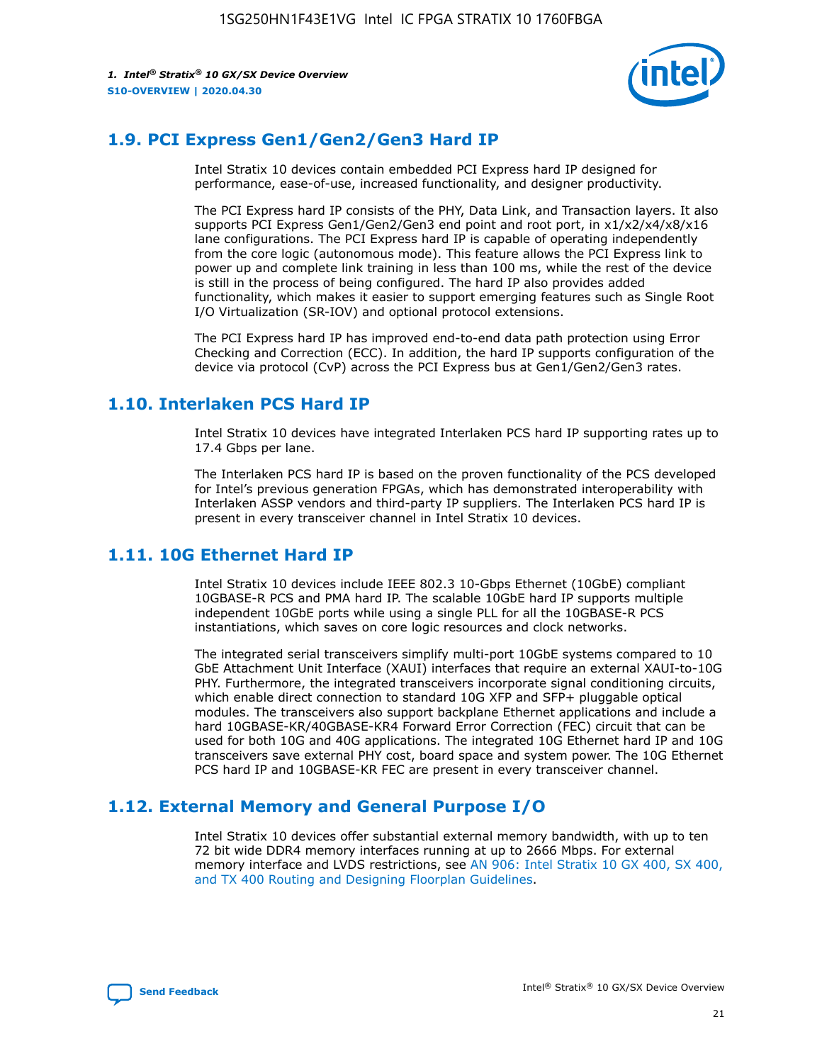## 1.9. PCI Express Gen1/Gen2/Gen3 Hard IP

Intel Stratix 10 devices contain embedded PCI Express hard IP designed for performance, ease-of-use, increased functionality, and designer productivity.

The PCI Express hard IP consists of the PHY, Data Link, and Transaction layers. It also supports PCI Express Gen1/Gen2/Gen3 end point and root port, in x1/x2/x4/x8/x16 lane configurations. The PCI Express hard IP is capable of operating independently from the core logic (autonomous mode). This feature allows the PCI Express link to power up and complete link training in less than 100 ms, while the rest of the device is still in the process of being configured. The hard IP also provides added functionality, which makes it easier to support emerging features such as Single Root I/O Virtualization (SR-IOV) and optional protocol extensions.

The PCI Express hard IP has improved end-to-end data path protection using Error Checking and Correction (ECC). In addition, the hard IP supports configuration of the device via protocol (CvP) across the PCI Express bus at Gen1/Gen2/Gen3 rates.

## 1.10. Interlaken PCS Hard IP

Intel Stratix 10 devices have integrated Interlaken PCS hard IP supporting rates up to 17.4 Gbps per lane.

The Interlaken PCS hard IP is based on the proven functionality of the PCS developed for Intel's previous generation FPGAs, which has demonstrated interoperability with Interlaken ASSP vendors and third-party IP suppliers. The Interlaken PCS hard IP is present in every transceiver channel in Intel Stratix 10 devices.

## 1.11. 10G Ethernet Hard IP

Intel Stratix 10 devices include IEEE 802.3 10-Gbps Ethernet (10GbE) compliant 10GBASE-R PCS and PMA hard IP. The scalable 10GbE hard IP supports multiple independent 10GbE ports while using a single PLL for all the 10GBASE-R PCS instantiations, which saves on core logic resources and clock networks.

The integrated serial transceivers simplify multi-port 10GbE systems compared to 10 GbE Attachment Unit Interface (XAUI) interfaces that require an external XAUI-to-10G PHY. Furthermore, the integrated transceivers incorporate signal conditioning circuits, which enable direct connection to standard 10G XFP and SFP+ pluggable optical modules. The transceivers also support backplane Ethernet applications and include a hard 10GBASE-KR/40GBASE-KR4 Forward Error Correction (FEC) circuit that can be used for both 10G and 40G applications. The integrated 10G Ethernet hard IP and 10G transceivers save external PHY cost, board space and system power. The 10G Ethernet PCS hard IP and 10GBASE-KR FEC are present in every transceiver channel.

## 1.12. External Memory and General Purpose I/O

Intel Stratix 10 devices offer substantial external memory bandwidth, with up to ten 72 bit wide DDR4 memory interfaces running at up to 2666 Mbps. For external memory interface and LVDS restrictions, see AN 906: Intel Stratix 10 GX 400, SX 400, and TX 400 Routing and Designing Floorplan Guidelines.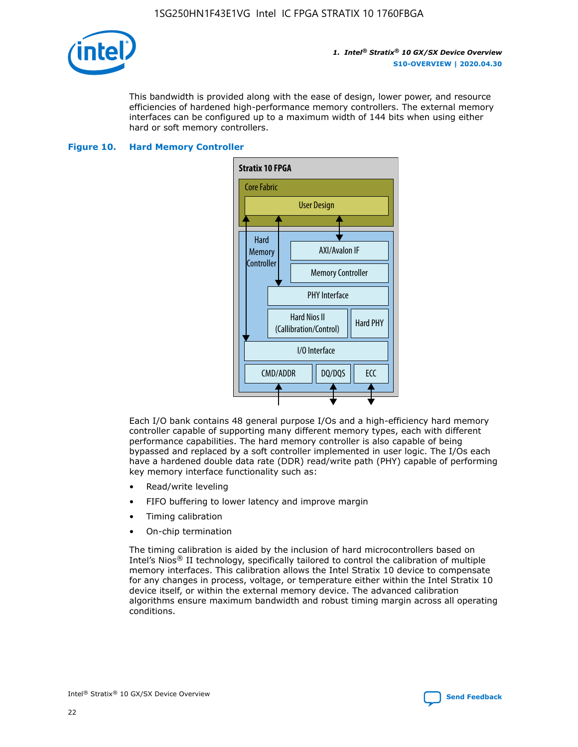This bandwidth is provided along with the ease of design, lower power, and resource efficiencies of hardened high-performance memory controllers. The external memory interfaces can be configured up to a maximum width of 144 bits when using either hard or soft memory controllers.

**Figure 10. Hard Memory Controller**

Stratix 10 FPGA

Core Fabric

User Design

Hard Memory Controller

AXI/Avalon IF

Memory Controller

PHY Interface

Hard Nios II (Callibration/Control)

Hard PHY

I/O Interface

CMD/ADDR

DQ/DQS

ECC

Each I/O bank contains 48 general purpose I/Os and a high-efficiency hard memory controller capable of supporting many different memory types, each with different performance capabilities. The hard memory controller is also capable of being bypassed and replaced by a soft controller implemented in user logic. The I/Os each have a hardened double data rate (DDR) read/write path (PHY) capable of performing key memory interface functionality such as:

- Read/write leveling
- FIFO buffering to lower latency and improve margin
- Timing calibration
- On-chip termination

The timing calibration is aided by the inclusion of hard microcontrollers based on Intel's Nios® II technology, specifically tailored to control the calibration of multiple memory interfaces. This calibration allows the Intel Stratix 10 device to compensate for any changes in process, voltage, or temperature either within the Intel Stratix 10 device itself, or within the external memory device. The advanced calibration algorithms ensure maximum bandwidth and robust timing margin across all operating conditions.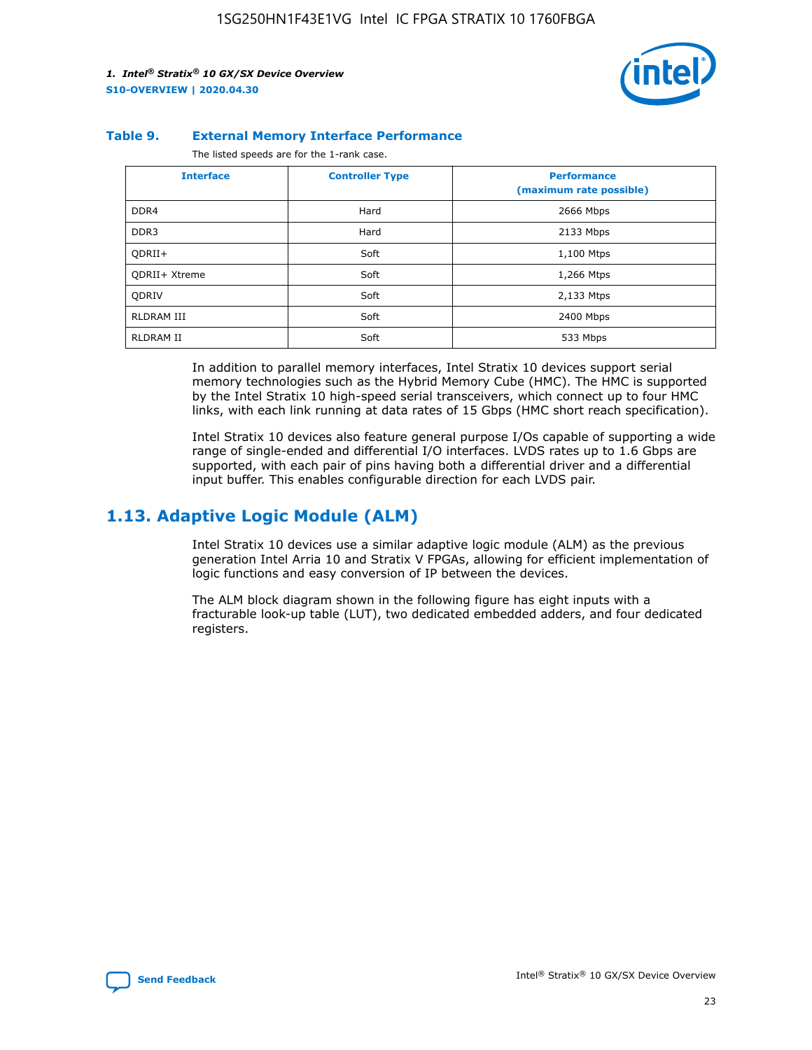**Table 9. External Memory Interface Performance**

The listed speeds are for the 1-rank case.

| Interface | Controller Type | Performance (maximum rate possible) |
| --- | --- | --- |
| DDR4 | Hard | 2666 Mbps |
| DDR3 | Hard | 2133 Mbps |
| QDRII+ | Soft | 1,100 Mtps |
| QDRII+ Xtreme | Soft | 1,266 Mtps |
| QDRIV | Soft | 2,133 Mtps |
| RLDRAM III | Soft | 2400 Mbps |
| RLDRAM II | Soft | 533 Mbps |

In addition to parallel memory interfaces, Intel Stratix 10 devices support serial memory technologies such as the Hybrid Memory Cube (HMC). The HMC is supported by the Intel Stratix 10 high-speed serial transceivers, which connect up to four HMC links, with each link running at data rates of 15 Gbps (HMC short reach specification).

Intel Stratix 10 devices also feature general purpose I/Os capable of supporting a wide range of single-ended and differential I/O interfaces. LVDS rates up to 1.6 Gbps are supported, with each pair of pins having both a differential driver and a differential input buffer. This enables configurable direction for each LVDS pair.

## 1.13. Adaptive Logic Module (ALM)

Intel Stratix 10 devices use a similar adaptive logic module (ALM) as the previous generation Intel Arria 10 and Stratix V FPGAs, allowing for efficient implementation of logic functions and easy conversion of IP between the devices.

The ALM block diagram shown in the following figure has eight inputs with a fracturable look-up table (LUT), two dedicated embedded adders, and four dedicated registers.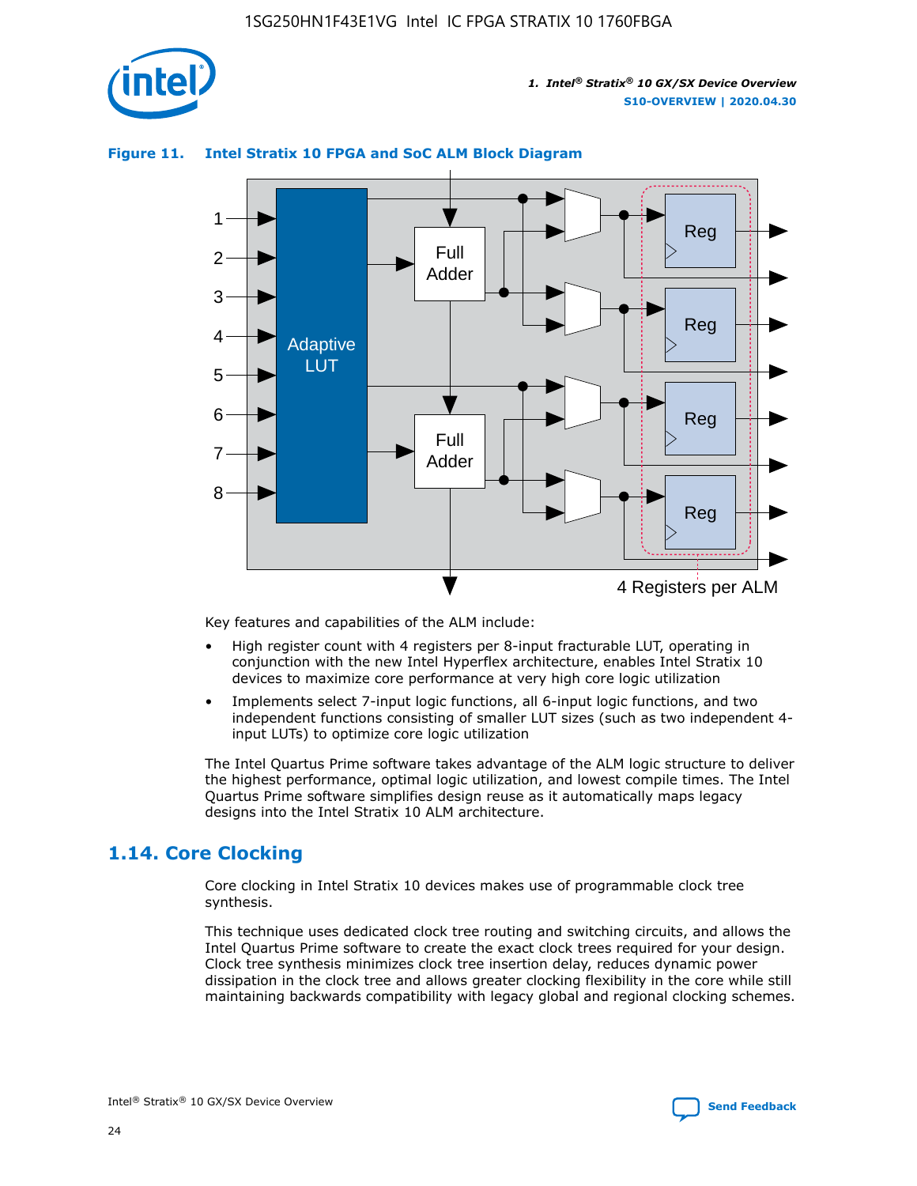**Figure 11. Intel Stratix 10 FPGA and SoC ALM Block Diagram**

Key features and capabilities of the ALM include:

- High register count with 4 registers per 8-input fracturable LUT, operating in conjunction with the new Intel Hyperflex architecture, enables Intel Stratix 10 devices to maximize core performance at very high core logic utilization
- Implements select 7-input logic functions, all 6-input logic functions, and two independent functions consisting of smaller LUT sizes (such as two independent 4-input LUTs) to optimize core logic utilization

The Intel Quartus Prime software takes advantage of the ALM logic structure to deliver the highest performance, optimal logic utilization, and lowest compile times. The Intel Quartus Prime software simplifies design reuse as it automatically maps legacy designs into the Intel Stratix 10 ALM architecture.

## 1.14. Core Clocking

Core clocking in Intel Stratix 10 devices makes use of programmable clock tree synthesis.

This technique uses dedicated clock tree routing and switching circuits, and allows the Intel Quartus Prime software to create the exact clock trees required for your design. Clock tree synthesis minimizes clock tree insertion delay, reduces dynamic power dissipation in the clock tree and allows greater clocking flexibility in the core while still maintaining backwards compatibility with legacy global and regional clocking schemes.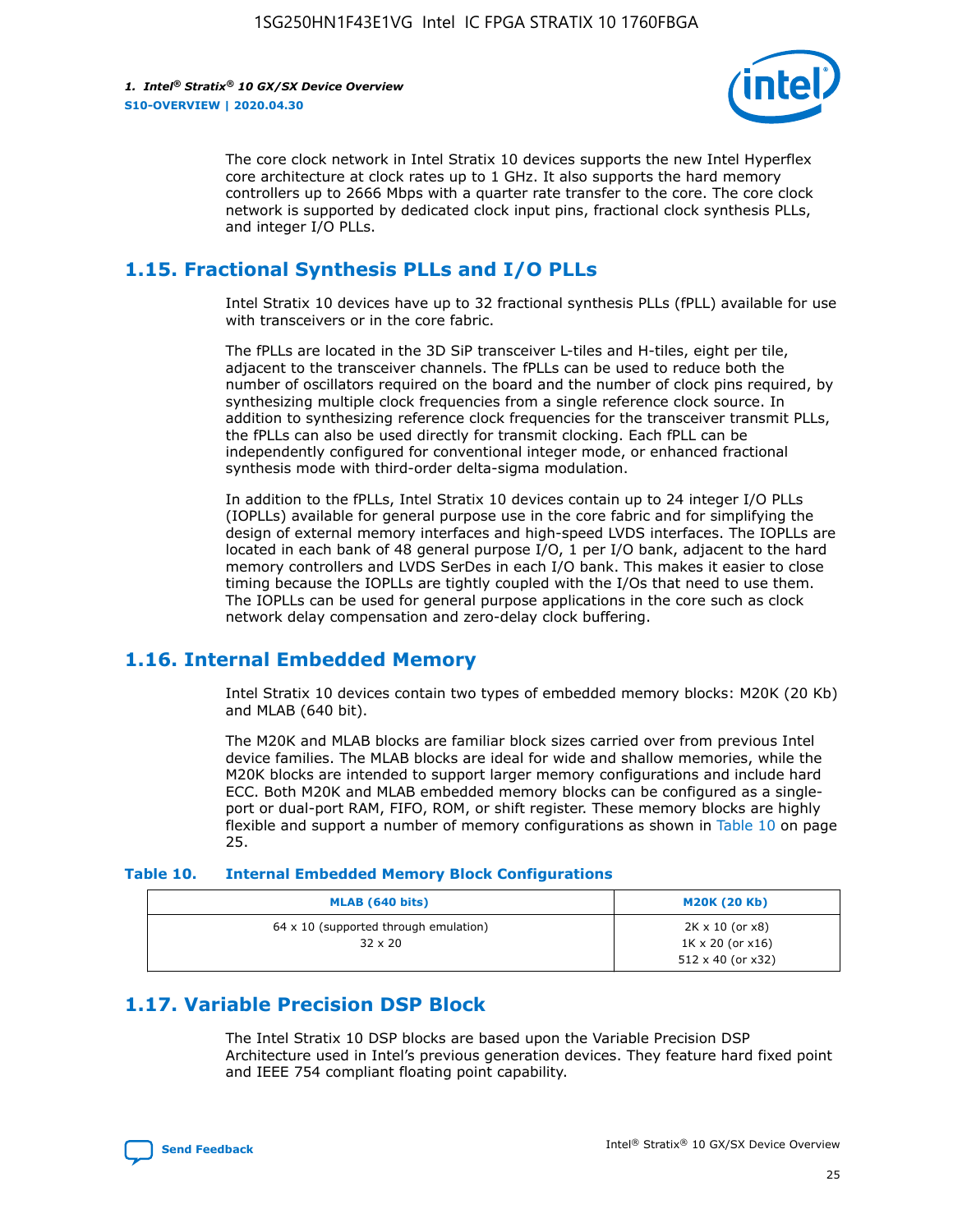The core clock network in Intel Stratix 10 devices supports the new Intel Hyperflex core architecture at clock rates up to 1 GHz. It also supports the hard memory controllers up to 2666 Mbps with a quarter rate transfer to the core. The core clock network is supported by dedicated clock input pins, fractional clock synthesis PLLs, and integer I/O PLLs.

## 1.15. Fractional Synthesis PLLs and I/O PLLs

Intel Stratix 10 devices have up to 32 fractional synthesis PLLs (fPLL) available for use with transceivers or in the core fabric.

The fPLLs are located in the 3D SiP transceiver L-tiles and H-tiles, eight per tile, adjacent to the transceiver channels. The fPLLs can be used to reduce both the number of oscillators required on the board and the number of clock pins required, by synthesizing multiple clock frequencies from a single reference clock source. In addition to synthesizing reference clock frequencies for the transceiver transmit PLLs, the fPLLs can also be used directly for transmit clocking. Each fPLL can be independently configured for conventional integer mode, or enhanced fractional synthesis mode with third-order delta-sigma modulation.

In addition to the fPLLs, Intel Stratix 10 devices contain up to 24 integer I/O PLLs (IOPLLs) available for general purpose use in the core fabric and for simplifying the design of external memory interfaces and high-speed LVDS interfaces. The IOPLLs are located in each bank of 48 general purpose I/O, 1 per I/O bank, adjacent to the hard memory controllers and LVDS SerDes in each I/O bank. This makes it easier to close timing because the IOPLLs are tightly coupled with the I/Os that need to use them. The IOPLLs can be used for general purpose applications in the core such as clock network delay compensation and zero-delay clock buffering.

## 1.16. Internal Embedded Memory

Intel Stratix 10 devices contain two types of embedded memory blocks: M20K (20 Kb) and MLAB (640 bit).

The M20K and MLAB blocks are familiar block sizes carried over from previous Intel device families. The MLAB blocks are ideal for wide and shallow memories, while the M20K blocks are intended to support larger memory configurations and include hard ECC. Both M20K and MLAB embedded memory blocks can be configured as a single-port or dual-port RAM, FIFO, ROM, or shift register. These memory blocks are highly flexible and support a number of memory configurations as shown in Table 10 on page 25.

**Table 10. Internal Embedded Memory Block Configurations**

| MLAB (640 bits) | M20K (20 Kb) |
|---|---|
| 64 x 10 (supported through emulation)<br>32 x 20 | 2K x 10 (or x8)<br>1K x 20 (or x16)<br>512 x 40 (or x32) |

## 1.17. Variable Precision DSP Block

The Intel Stratix 10 DSP blocks are based upon the Variable Precision DSP Architecture used in Intel's previous generation devices. They feature hard fixed point and IEEE 754 compliant floating point capability.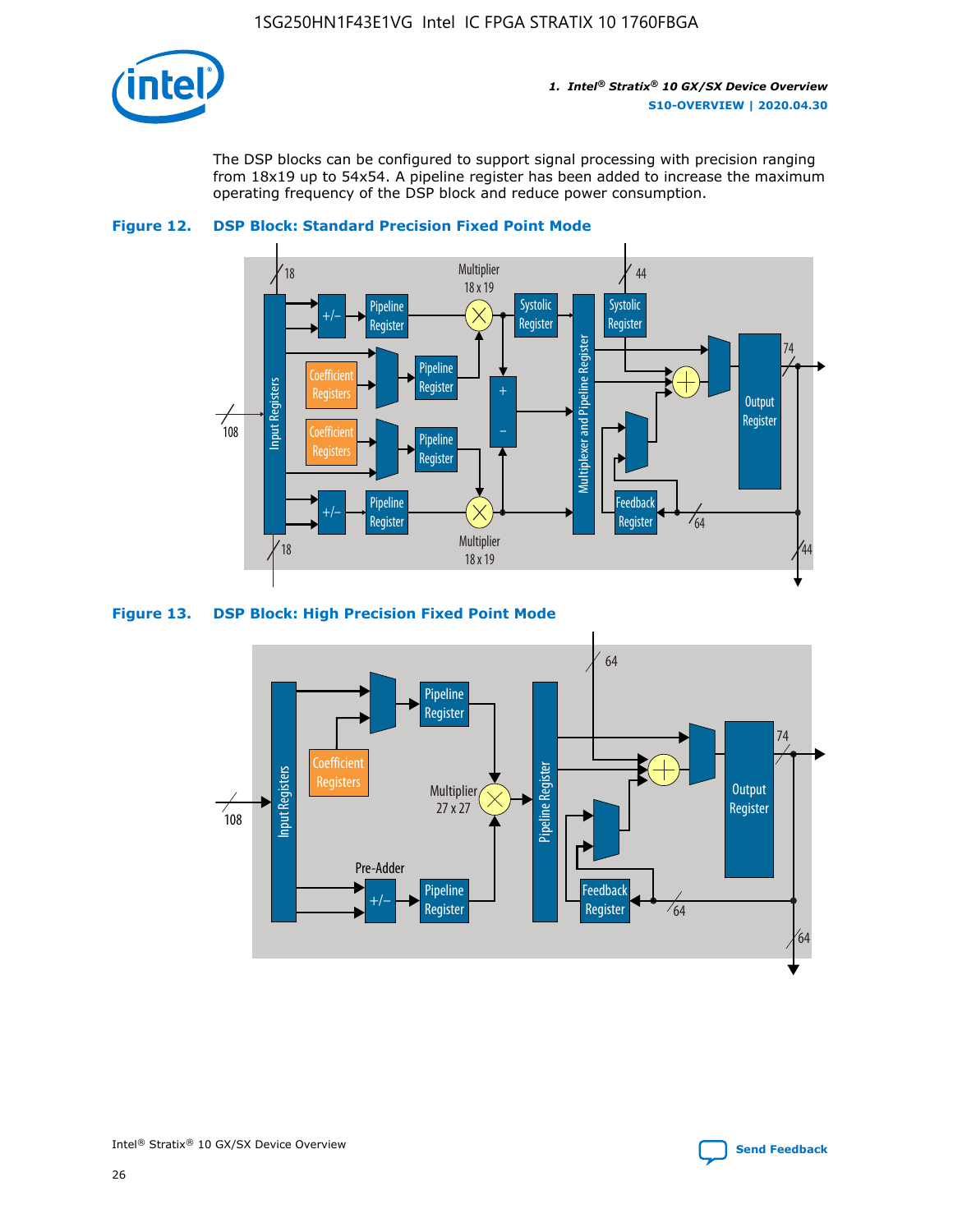The DSP blocks can be configured to support signal processing with precision ranging from 18x19 up to 54x54. A pipeline register has been added to increase the maximum operating frequency of the DSP block and reduce power consumption.

**Figure 12. DSP Block: Standard Precision Fixed Point Mode**

**Figure 13. DSP Block: High Precision Fixed Point Mode**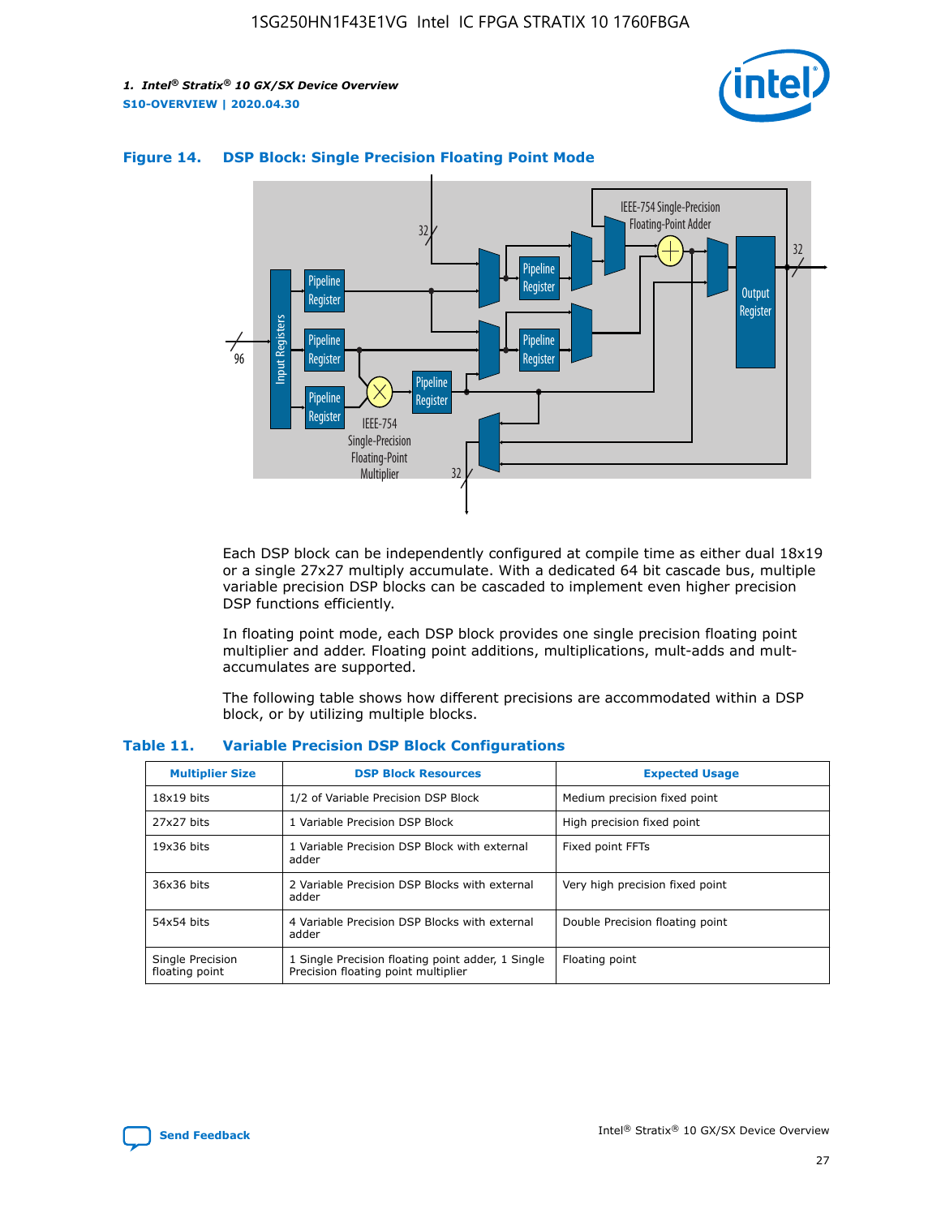**Figure 14. DSP Block: Single Precision Floating Point Mode**

Each DSP block can be independently configured at compile time as either dual 18x19 or a single 27x27 multiply accumulate. With a dedicated 64 bit cascade bus, multiple variable precision DSP blocks can be cascaded to implement even higher precision DSP functions efficiently.

In floating point mode, each DSP block provides one single precision floating point multiplier and adder. Floating point additions, multiplications, mult-adds and mult-accumulates are supported.

The following table shows how different precisions are accommodated within a DSP block, or by utilizing multiple blocks.

**Table 11. Variable Precision DSP Block Configurations**

| Multiplier Size | DSP Block Resources | Expected Usage |
|---|---|---|
| 18x19 bits | 1/2 of Variable Precision DSP Block | Medium precision fixed point |
| 27x27 bits | 1 Variable Precision DSP Block | High precision fixed point |
| 19x36 bits | 1 Variable Precision DSP Block with external adder | Fixed point FFTs |
| 36x36 bits | 2 Variable Precision DSP Blocks with external adder | Very high precision fixed point |
| 54x54 bits | 4 Variable Precision DSP Blocks with external adder | Double Precision floating point |
| Single Precision floating point | 1 Single Precision floating point adder, 1 Single Precision floating point multiplier | Floating point |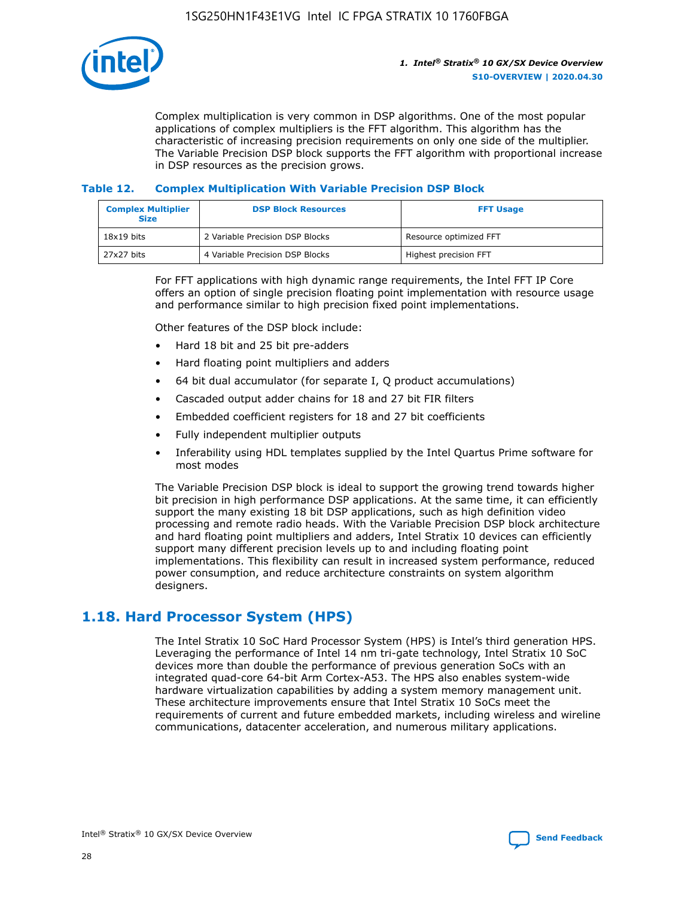Complex multiplication is very common in DSP algorithms. One of the most popular applications of complex multipliers is the FFT algorithm. This algorithm has the characteristic of increasing precision requirements on only one side of the multiplier. The Variable Precision DSP block supports the FFT algorithm with proportional increase in DSP resources as the precision grows.

### Table 12. Complex Multiplication With Variable Precision DSP Block

| Complex Multiplier Size | DSP Block Resources | FFT Usage |
| --- | --- | --- |
| 18x19 bits | 2 Variable Precision DSP Blocks | Resource optimized FFT |
| 27x27 bits | 4 Variable Precision DSP Blocks | Highest precision FFT |

For FFT applications with high dynamic range requirements, the Intel FFT IP Core offers an option of single precision floating point implementation with resource usage and performance similar to high precision fixed point implementations.

Other features of the DSP block include:

- Hard 18 bit and 25 bit pre-adders
- Hard floating point multipliers and adders
- 64 bit dual accumulator (for separate I, Q product accumulations)
- Cascaded output adder chains for 18 and 27 bit FIR filters
- Embedded coefficient registers for 18 and 27 bit coefficients
- Fully independent multiplier outputs
- Inferability using HDL templates supplied by the Intel Quartus Prime software for most modes

The Variable Precision DSP block is ideal to support the growing trend towards higher bit precision in high performance DSP applications. At the same time, it can efficiently support the many existing 18 bit DSP applications, such as high definition video processing and remote radio heads. With the Variable Precision DSP block architecture and hard floating point multipliers and adders, Intel Stratix 10 devices can efficiently support many different precision levels up to and including floating point implementations. This flexibility can result in increased system performance, reduced power consumption, and reduce architecture constraints on system algorithm designers.

## 1.18. Hard Processor System (HPS)

The Intel Stratix 10 SoC Hard Processor System (HPS) is Intel's third generation HPS. Leveraging the performance of Intel 14 nm tri-gate technology, Intel Stratix 10 SoC devices more than double the performance of previous generation SoCs with an integrated quad-core 64-bit Arm Cortex-A53. The HPS also enables system-wide hardware virtualization capabilities by adding a system memory management unit. These architecture improvements ensure that Intel Stratix 10 SoCs meet the requirements of current and future embedded markets, including wireless and wireline communications, datacenter acceleration, and numerous military applications.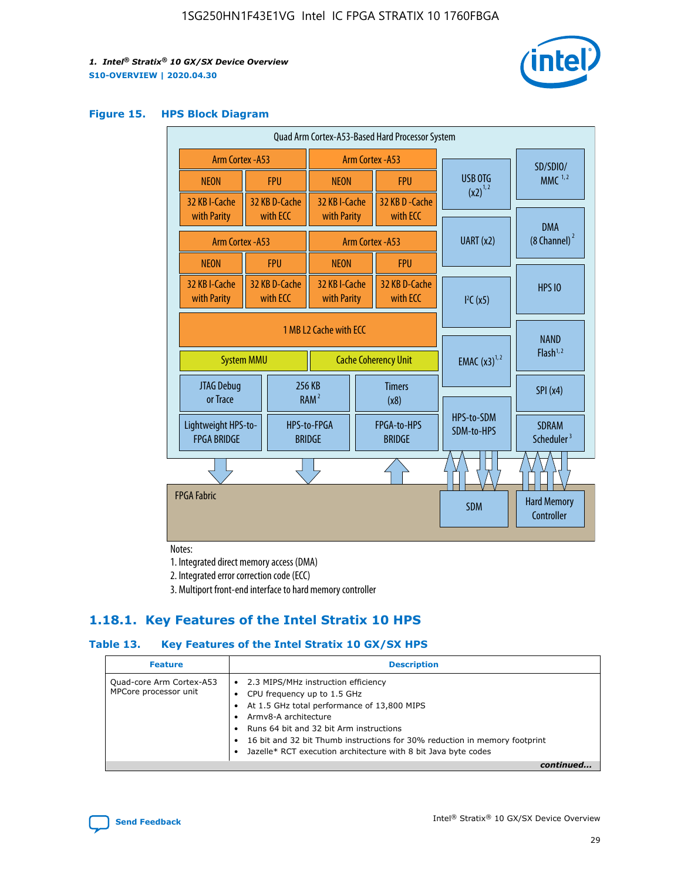**Figure 15. HPS Block Diagram**

Quad Arm Cortex-A53-Based Hard Processor System

| Arm Cortex -A53 | | Arm Cortex -A53 | |
|---|---|---|---|
| NEON | FPU | NEON | FPU |
| 32 KB I-Cache with Parity | 32 KB D-Cache with ECC | 32 KB I-Cache with Parity | 32 KB D -Cache with ECC |
| Arm Cortex -A53 | | Arm Cortex -A53 | |
| NEON | FPU | NEON | FPU |
| 32 KB I-Cache with Parity | 32 KB D-Cache with ECC | 32 KB I-Cache with Parity | 32 KB D-Cache with ECC |

1 MB L2 Cache with ECC

System MMU | Cache Coherency Unit

JTAG Debug or Trace | 256 KB RAM [2] | Timers (x8)

Lightweight HPS-to-FPGA BRIDGE | HPS-to-FPGA BRIDGE | FPGA-to-HPS BRIDGE

USB OTG (x2) [1,2] | UART (x2) | I²C (x5) | EMAC (x3) [1,2] | HPS-to-SDM SDM-to-HPS

SD/SDIO/ MMC [1,2] | DMA (8 Channel) [2] | HPS IO | NAND Flash [1,2] | SPI (x4) | SDRAM Scheduler [3]

FPGA Fabric | SDM | Hard Memory Controller

Notes:

1. Integrated direct memory access (DMA)
2. Integrated error correction code (ECC)
3. Multiport front-end interface to hard memory controller

## 1.18.1. Key Features of the Intel Stratix 10 HPS

**Table 13. Key Features of the Intel Stratix 10 GX/SX HPS**

| Feature | Description |
|---|---|
| Quad-core Arm Cortex-A53 MPCore processor unit | • 2.3 MIPS/MHz instruction efficiency<br>• CPU frequency up to 1.5 GHz<br>• At 1.5 GHz total performance of 13,800 MIPS<br>• Armv8-A architecture<br>• Runs 64 bit and 32 bit Arm instructions<br>• 16 bit and 32 bit Thumb instructions for 30% reduction in memory footprint<br>• Jazelle* RCT execution architecture with 8 bit Java byte codes |

*continued...*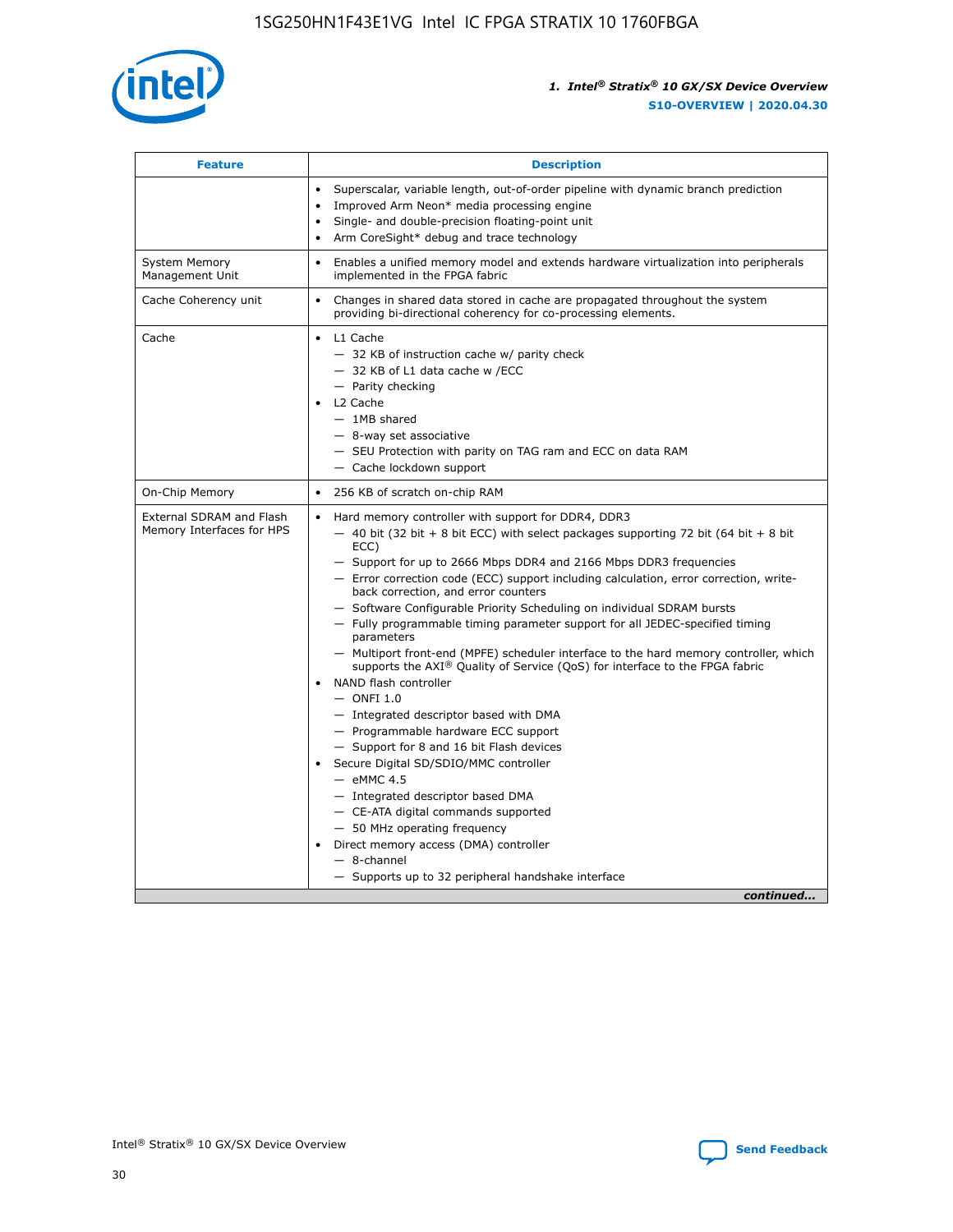| Feature | Description |
| --- | --- |
| | • Superscalar, variable length, out-of-order pipeline with dynamic branch prediction<br>• Improved Arm Neon* media processing engine<br>• Single- and double-precision floating-point unit<br>• Arm CoreSight* debug and trace technology |
| System Memory Management Unit | • Enables a unified memory model and extends hardware virtualization into peripherals implemented in the FPGA fabric |
| Cache Coherency unit | • Changes in shared data stored in cache are propagated throughout the system providing bi-directional coherency for co-processing elements. |
| Cache | • L1 Cache<br>— 32 KB of instruction cache w/ parity check<br>— 32 KB of L1 data cache w /ECC<br>— Parity checking<br>• L2 Cache<br>— 1MB shared<br>— 8-way set associative<br>— SEU Protection with parity on TAG ram and ECC on data RAM<br>— Cache lockdown support |
| On-Chip Memory | • 256 KB of scratch on-chip RAM |
| External SDRAM and Flash Memory Interfaces for HPS | • Hard memory controller with support for DDR4, DDR3<br>— 40 bit (32 bit + 8 bit ECC) with select packages supporting 72 bit (64 bit + 8 bit ECC)<br>— Support for up to 2666 Mbps DDR4 and 2166 Mbps DDR3 frequencies<br>— Error correction code (ECC) support including calculation, error correction, write-back correction, and error counters<br>— Software Configurable Priority Scheduling on individual SDRAM bursts<br>— Fully programmable timing parameter support for all JEDEC-specified timing parameters<br>— Multiport front-end (MPFE) scheduler interface to the hard memory controller, which supports the AXI® Quality of Service (QoS) for interface to the FPGA fabric<br>• NAND flash controller<br>— ONFI 1.0<br>— Integrated descriptor based with DMA<br>— Programmable hardware ECC support<br>— Support for 8 and 16 bit Flash devices<br>• Secure Digital SD/SDIO/MMC controller<br>— eMMC 4.5<br>— Integrated descriptor based DMA<br>— CE-ATA digital commands supported<br>— 50 MHz operating frequency<br>• Direct memory access (DMA) controller<br>— 8-channel<br>— Supports up to 32 peripheral handshake interface |

*continued...*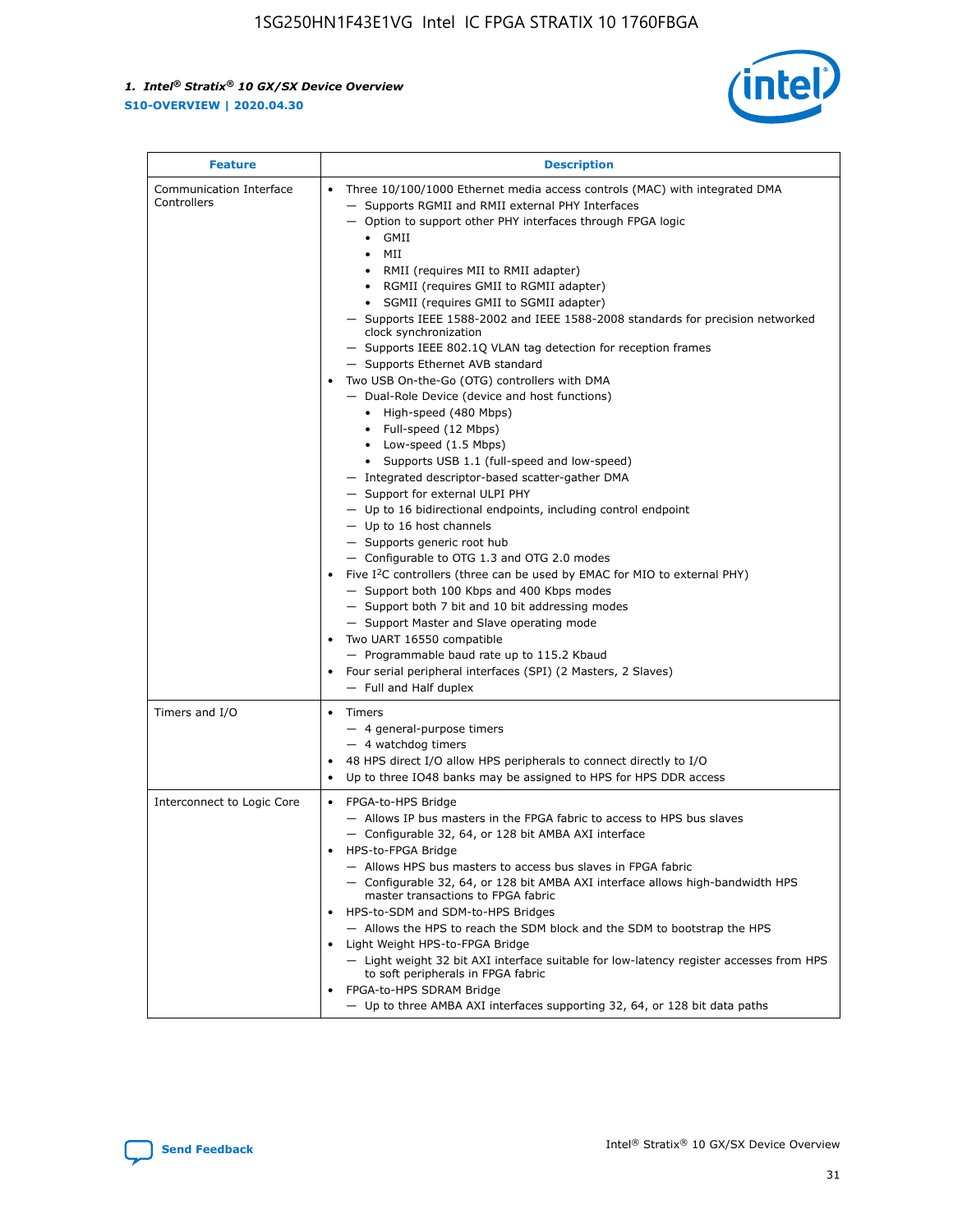| Feature | Description |
| --- | --- |
| Communication Interface Controllers | • Three 10/100/1000 Ethernet media access controls (MAC) with integrated DMA<br>— Supports RGMII and RMII external PHY Interfaces<br>— Option to support other PHY interfaces through FPGA logic<br>• GMII<br>• MII<br>• RMII (requires MII to RMII adapter)<br>• RGMII (requires GMII to RGMII adapter)<br>• SGMII (requires GMII to SGMII adapter)<br>— Supports IEEE 1588-2002 and IEEE 1588-2008 standards for precision networked clock synchronization<br>— Supports IEEE 802.1Q VLAN tag detection for reception frames<br>— Supports Ethernet AVB standard<br>• Two USB On-the-Go (OTG) controllers with DMA<br>— Dual-Role Device (device and host functions)<br>• High-speed (480 Mbps)<br>• Full-speed (12 Mbps)<br>• Low-speed (1.5 Mbps)<br>• Supports USB 1.1 (full-speed and low-speed)<br>— Integrated descriptor-based scatter-gather DMA<br>— Support for external ULPI PHY<br>— Up to 16 bidirectional endpoints, including control endpoint<br>— Up to 16 host channels<br>— Supports generic root hub<br>— Configurable to OTG 1.3 and OTG 2.0 modes<br>• Five I²C controllers (three can be used by EMAC for MIO to external PHY)<br>— Support both 100 Kbps and 400 Kbps modes<br>— Support both 7 bit and 10 bit addressing modes<br>— Support Master and Slave operating mode<br>• Two UART 16550 compatible<br>— Programmable baud rate up to 115.2 Kbaud<br>• Four serial peripheral interfaces (SPI) (2 Masters, 2 Slaves)<br>— Full and Half duplex |
| Timers and I/O | • Timers<br>— 4 general-purpose timers<br>— 4 watchdog timers<br>• 48 HPS direct I/O allow HPS peripherals to connect directly to I/O<br>• Up to three IO48 banks may be assigned to HPS for HPS DDR access |
| Interconnect to Logic Core | • FPGA-to-HPS Bridge<br>— Allows IP bus masters in the FPGA fabric to access to HPS bus slaves<br>— Configurable 32, 64, or 128 bit AMBA AXI interface<br>• HPS-to-FPGA Bridge<br>— Allows HPS bus masters to access bus slaves in FPGA fabric<br>— Configurable 32, 64, or 128 bit AMBA AXI interface allows high-bandwidth HPS master transactions to FPGA fabric<br>• HPS-to-SDM and SDM-to-HPS Bridges<br>— Allows the HPS to reach the SDM block and the SDM to bootstrap the HPS<br>• Light Weight HPS-to-FPGA Bridge<br>— Light weight 32 bit AXI interface suitable for low-latency register accesses from HPS to soft peripherals in FPGA fabric<br>• FPGA-to-HPS SDRAM Bridge<br>— Up to three AMBA AXI interfaces supporting 32, 64, or 128 bit data paths |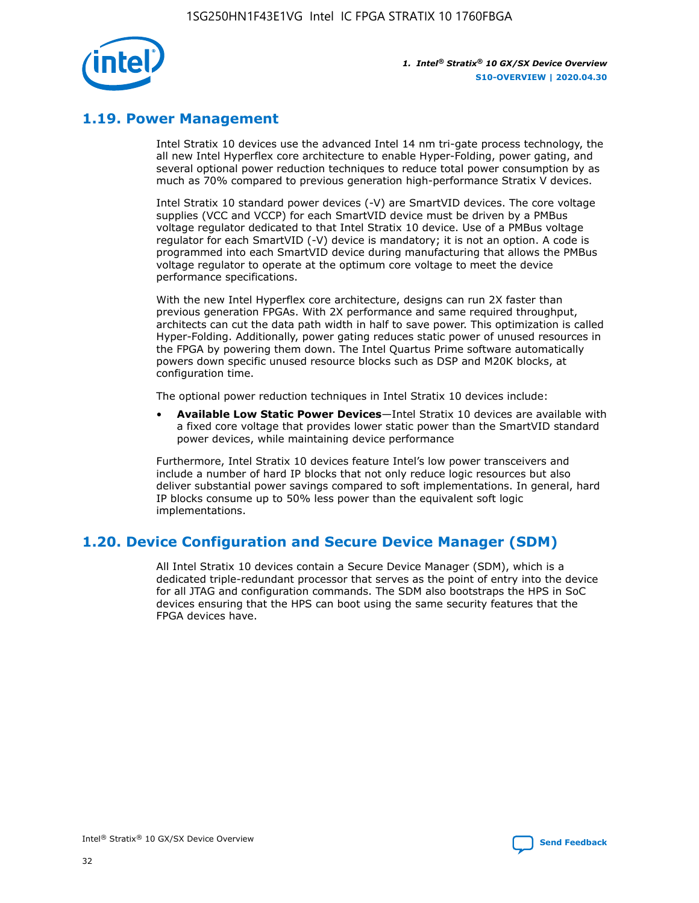## 1.19. Power Management

Intel Stratix 10 devices use the advanced Intel 14 nm tri-gate process technology, the all new Intel Hyperflex core architecture to enable Hyper-Folding, power gating, and several optional power reduction techniques to reduce total power consumption by as much as 70% compared to previous generation high-performance Stratix V devices.

Intel Stratix 10 standard power devices (-V) are SmartVID devices. The core voltage supplies (VCC and VCCP) for each SmartVID device must be driven by a PMBus voltage regulator dedicated to that Intel Stratix 10 device. Use of a PMBus voltage regulator for each SmartVID (-V) device is mandatory; it is not an option. A code is programmed into each SmartVID device during manufacturing that allows the PMBus voltage regulator to operate at the optimum core voltage to meet the device performance specifications.

With the new Intel Hyperflex core architecture, designs can run 2X faster than previous generation FPGAs. With 2X performance and same required throughput, architects can cut the data path width in half to save power. This optimization is called Hyper-Folding. Additionally, power gating reduces static power of unused resources in the FPGA by powering them down. The Intel Quartus Prime software automatically powers down specific unused resource blocks such as DSP and M20K blocks, at configuration time.

The optional power reduction techniques in Intel Stratix 10 devices include:

- **Available Low Static Power Devices**—Intel Stratix 10 devices are available with a fixed core voltage that provides lower static power than the SmartVID standard power devices, while maintaining device performance

Furthermore, Intel Stratix 10 devices feature Intel's low power transceivers and include a number of hard IP blocks that not only reduce logic resources but also deliver substantial power savings compared to soft implementations. In general, hard IP blocks consume up to 50% less power than the equivalent soft logic implementations.

## 1.20. Device Configuration and Secure Device Manager (SDM)

All Intel Stratix 10 devices contain a Secure Device Manager (SDM), which is a dedicated triple-redundant processor that serves as the point of entry into the device for all JTAG and configuration commands. The SDM also bootstraps the HPS in SoC devices ensuring that the HPS can boot using the same security features that the FPGA devices have.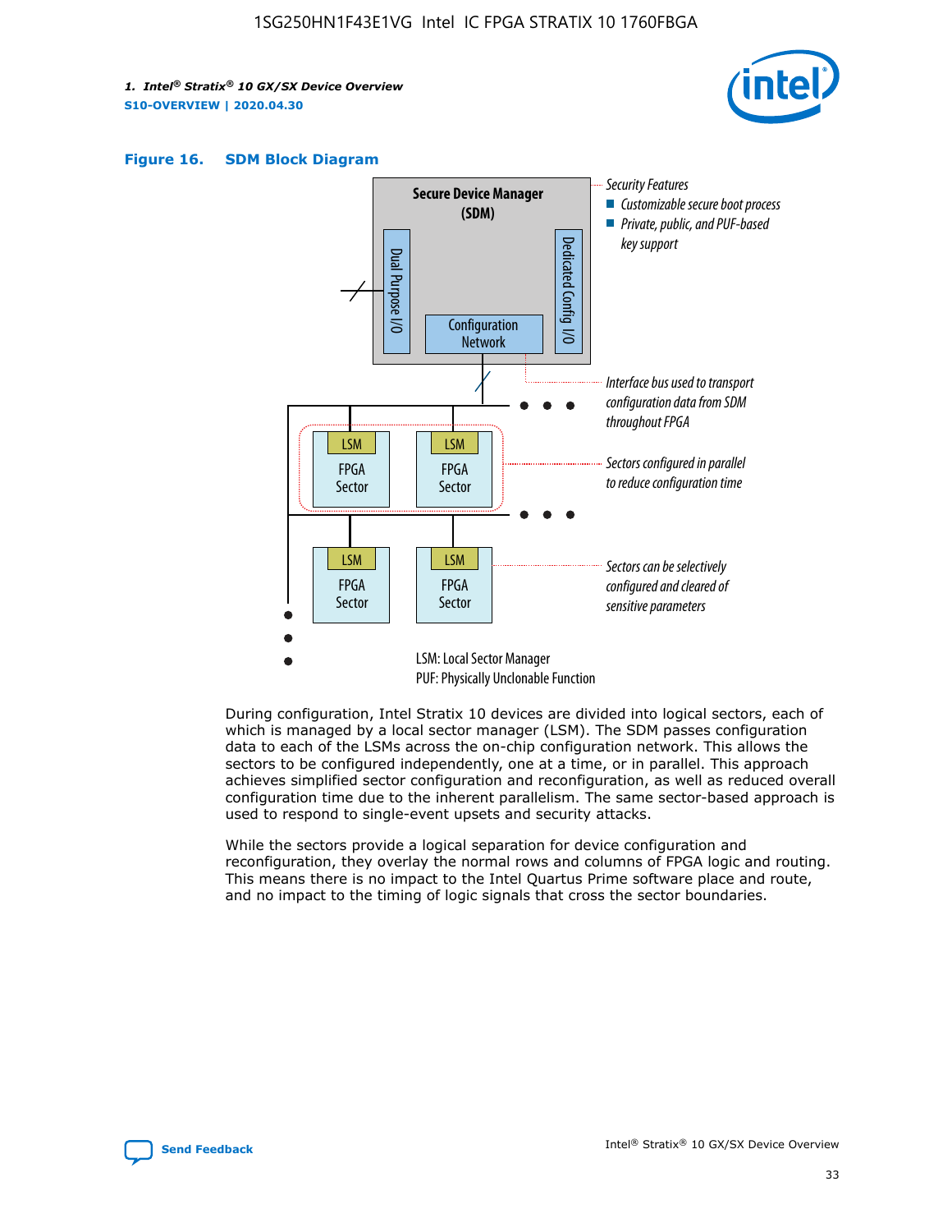**Figure 16. SDM Block Diagram**

During configuration, Intel Stratix 10 devices are divided into logical sectors, each of which is managed by a local sector manager (LSM). The SDM passes configuration data to each of the LSMs across the on-chip configuration network. This allows the sectors to be configured independently, one at a time, or in parallel. This approach achieves simplified sector configuration and reconfiguration, as well as reduced overall configuration time due to the inherent parallelism. The same sector-based approach is used to respond to single-event upsets and security attacks.

While the sectors provide a logical separation for device configuration and reconfiguration, they overlay the normal rows and columns of FPGA logic and routing. This means there is no impact to the Intel Quartus Prime software place and route, and no impact to the timing of logic signals that cross the sector boundaries.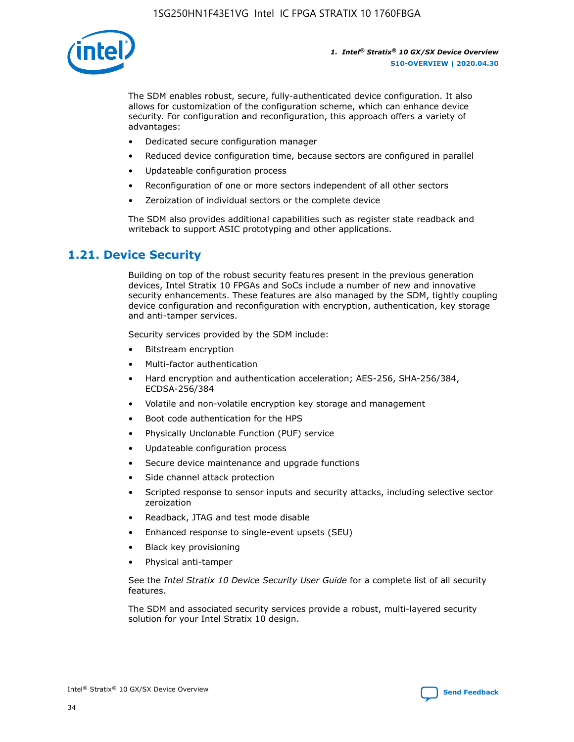The SDM enables robust, secure, fully-authenticated device configuration. It also allows for customization of the configuration scheme, which can enhance device security. For configuration and reconfiguration, this approach offers a variety of advantages:

- Dedicated secure configuration manager
- Reduced device configuration time, because sectors are configured in parallel
- Updateable configuration process
- Reconfiguration of one or more sectors independent of all other sectors
- Zeroization of individual sectors or the complete device

The SDM also provides additional capabilities such as register state readback and writeback to support ASIC prototyping and other applications.

## 1.21. Device Security

Building on top of the robust security features present in the previous generation devices, Intel Stratix 10 FPGAs and SoCs include a number of new and innovative security enhancements. These features are also managed by the SDM, tightly coupling device configuration and reconfiguration with encryption, authentication, key storage and anti-tamper services.

Security services provided by the SDM include:

- Bitstream encryption
- Multi-factor authentication
- Hard encryption and authentication acceleration; AES-256, SHA-256/384, ECDSA-256/384
- Volatile and non-volatile encryption key storage and management
- Boot code authentication for the HPS
- Physically Unclonable Function (PUF) service
- Updateable configuration process
- Secure device maintenance and upgrade functions
- Side channel attack protection
- Scripted response to sensor inputs and security attacks, including selective sector zeroization
- Readback, JTAG and test mode disable
- Enhanced response to single-event upsets (SEU)
- Black key provisioning
- Physical anti-tamper

See the *Intel Stratix 10 Device Security User Guide* for a complete list of all security features.

The SDM and associated security services provide a robust, multi-layered security solution for your Intel Stratix 10 design.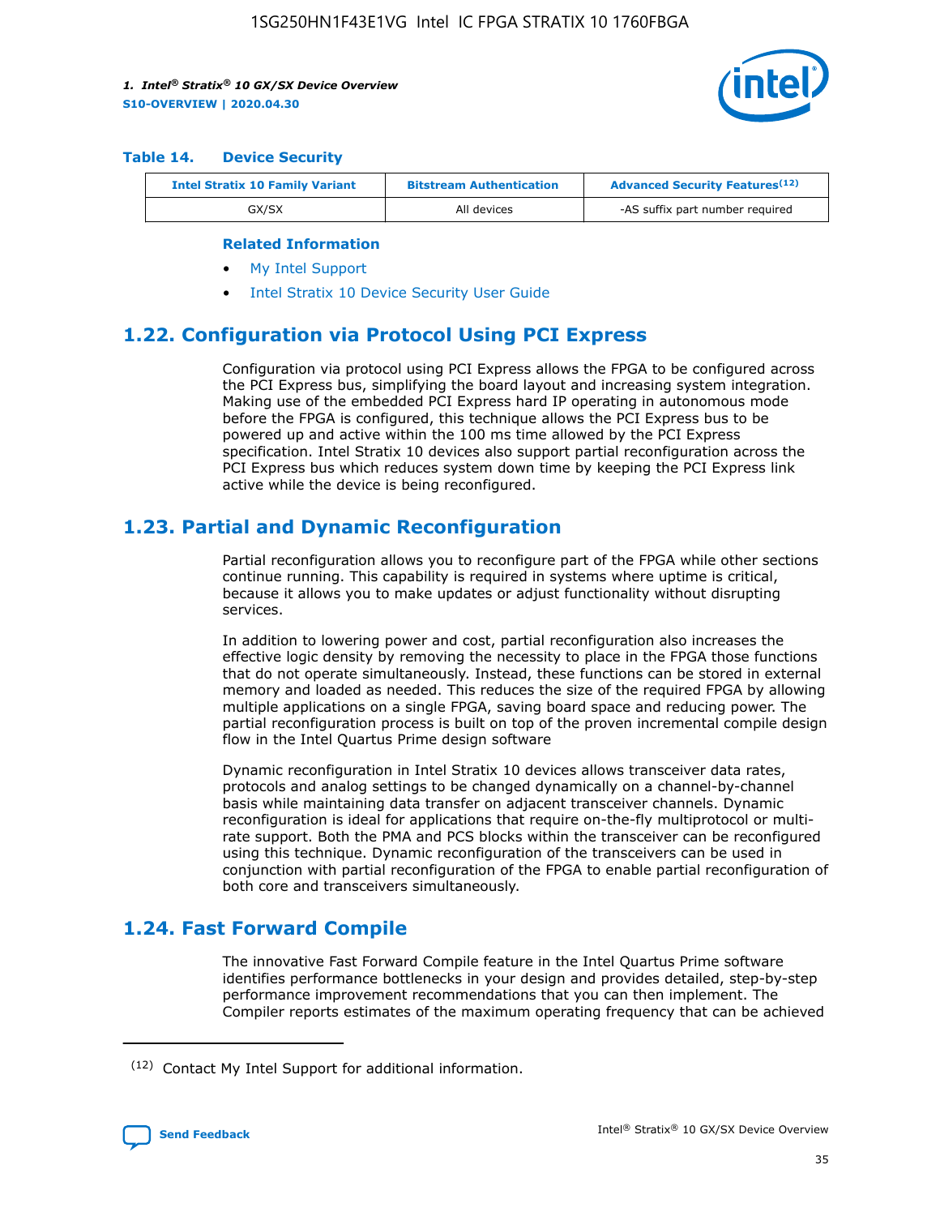**Table 14. Device Security**

| Intel Stratix 10 Family Variant | Bitstream Authentication | Advanced Security Features[12] |
| --- | --- | --- |
| GX/SX | All devices | -AS suffix part number required |

**Related Information**

- My Intel Support
- Intel Stratix 10 Device Security User Guide

## 1.22. Configuration via Protocol Using PCI Express

Configuration via protocol using PCI Express allows the FPGA to be configured across the PCI Express bus, simplifying the board layout and increasing system integration. Making use of the embedded PCI Express hard IP operating in autonomous mode before the FPGA is configured, this technique allows the PCI Express bus to be powered up and active within the 100 ms time allowed by the PCI Express specification. Intel Stratix 10 devices also support partial reconfiguration across the PCI Express bus which reduces system down time by keeping the PCI Express link active while the device is being reconfigured.

## 1.23. Partial and Dynamic Reconfiguration

Partial reconfiguration allows you to reconfigure part of the FPGA while other sections continue running. This capability is required in systems where uptime is critical, because it allows you to make updates or adjust functionality without disrupting services.

In addition to lowering power and cost, partial reconfiguration also increases the effective logic density by removing the necessity to place in the FPGA those functions that do not operate simultaneously. Instead, these functions can be stored in external memory and loaded as needed. This reduces the size of the required FPGA by allowing multiple applications on a single FPGA, saving board space and reducing power. The partial reconfiguration process is built on top of the proven incremental compile design flow in the Intel Quartus Prime design software

Dynamic reconfiguration in Intel Stratix 10 devices allows transceiver data rates, protocols and analog settings to be changed dynamically on a channel-by-channel basis while maintaining data transfer on adjacent transceiver channels. Dynamic reconfiguration is ideal for applications that require on-the-fly multiprotocol or multi-rate support. Both the PMA and PCS blocks within the transceiver can be reconfigured using this technique. Dynamic reconfiguration of the transceivers can be used in conjunction with partial reconfiguration of the FPGA to enable partial reconfiguration of both core and transceivers simultaneously.

## 1.24. Fast Forward Compile

The innovative Fast Forward Compile feature in the Intel Quartus Prime software identifies performance bottlenecks in your design and provides detailed, step-by-step performance improvement recommendations that you can then implement. The Compiler reports estimates of the maximum operating frequency that can be achieved

[12] Contact My Intel Support for additional information.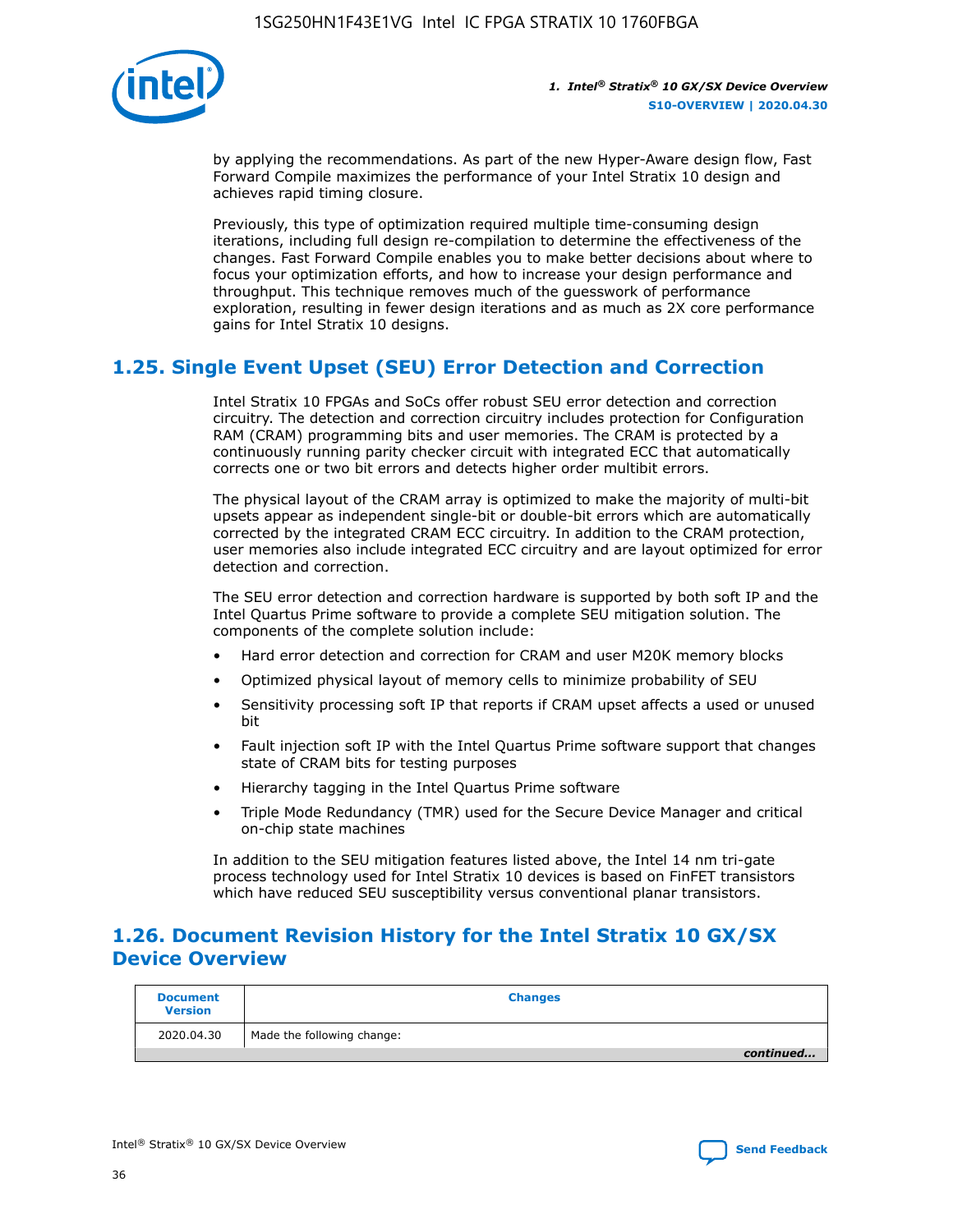by applying the recommendations. As part of the new Hyper-Aware design flow, Fast Forward Compile maximizes the performance of your Intel Stratix 10 design and achieves rapid timing closure.

Previously, this type of optimization required multiple time-consuming design iterations, including full design re-compilation to determine the effectiveness of the changes. Fast Forward Compile enables you to make better decisions about where to focus your optimization efforts, and how to increase your design performance and throughput. This technique removes much of the guesswork of performance exploration, resulting in fewer design iterations and as much as 2X core performance gains for Intel Stratix 10 designs.

## 1.25. Single Event Upset (SEU) Error Detection and Correction

Intel Stratix 10 FPGAs and SoCs offer robust SEU error detection and correction circuitry. The detection and correction circuitry includes protection for Configuration RAM (CRAM) programming bits and user memories. The CRAM is protected by a continuously running parity checker circuit with integrated ECC that automatically corrects one or two bit errors and detects higher order multibit errors.

The physical layout of the CRAM array is optimized to make the majority of multi-bit upsets appear as independent single-bit or double-bit errors which are automatically corrected by the integrated CRAM ECC circuitry. In addition to the CRAM protection, user memories also include integrated ECC circuitry and are layout optimized for error detection and correction.

The SEU error detection and correction hardware is supported by both soft IP and the Intel Quartus Prime software to provide a complete SEU mitigation solution. The components of the complete solution include:

- Hard error detection and correction for CRAM and user M20K memory blocks
- Optimized physical layout of memory cells to minimize probability of SEU
- Sensitivity processing soft IP that reports if CRAM upset affects a used or unused bit
- Fault injection soft IP with the Intel Quartus Prime software support that changes state of CRAM bits for testing purposes
- Hierarchy tagging in the Intel Quartus Prime software
- Triple Mode Redundancy (TMR) used for the Secure Device Manager and critical on-chip state machines

In addition to the SEU mitigation features listed above, the Intel 14 nm tri-gate process technology used for Intel Stratix 10 devices is based on FinFET transistors which have reduced SEU susceptibility versus conventional planar transistors.

## 1.26. Document Revision History for the Intel Stratix 10 GX/SX Device Overview

| Document Version | Changes |
|---|---|
| 2020.04.30 | Made the following change: |

*continued...*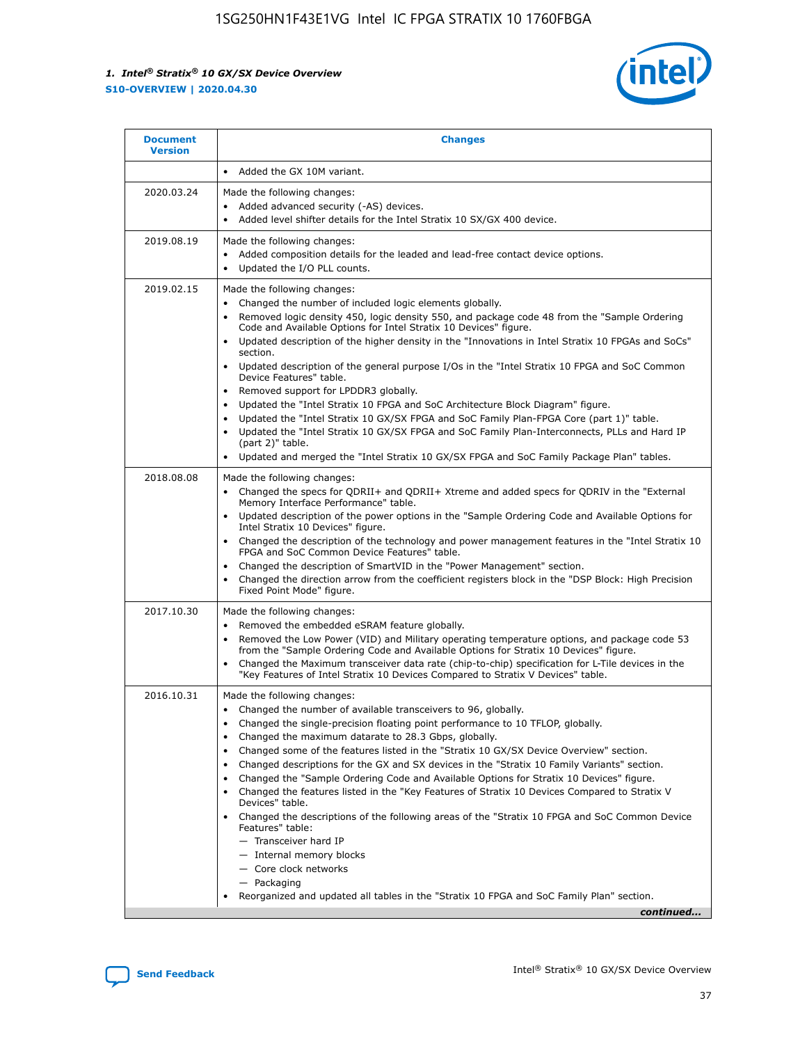| Document Version | Changes |
| --- | --- |
| | • Added the GX 10M variant. |
| 2020.03.24 | Made the following changes:<br>• Added advanced security (-AS) devices.<br>• Added level shifter details for the Intel Stratix 10 SX/GX 400 device. |
| 2019.08.19 | Made the following changes:<br>• Added composition details for the leaded and lead-free contact device options.<br>• Updated the I/O PLL counts. |
| 2019.02.15 | Made the following changes:<br>• Changed the number of included logic elements globally.<br>• Removed logic density 450, logic density 550, and package code 48 from the "Sample Ordering Code and Available Options for Intel Stratix 10 Devices" figure.<br>• Updated description of the higher density in the "Innovations in Intel Stratix 10 FPGAs and SoCs" section.<br>• Updated description of the general purpose I/Os in the "Intel Stratix 10 FPGA and SoC Common Device Features" table.<br>• Removed support for LPDDR3 globally.<br>• Updated the "Intel Stratix 10 FPGA and SoC Architecture Block Diagram" figure.<br>• Updated the "Intel Stratix 10 GX/SX FPGA and SoC Family Plan-FPGA Core (part 1)" table.<br>• Updated the "Intel Stratix 10 GX/SX FPGA and SoC Family Plan-Interconnects, PLLs and Hard IP (part 2)" table.<br>• Updated and merged the "Intel Stratix 10 GX/SX FPGA and SoC Family Package Plan" tables. |
| 2018.08.08 | Made the following changes:<br>• Changed the specs for QDRII+ and QDRII+ Xtreme and added specs for QDRIV in the "External Memory Interface Performance" table.<br>• Updated description of the power options in the "Sample Ordering Code and Available Options for Intel Stratix 10 Devices" figure.<br>• Changed the description of the technology and power management features in the "Intel Stratix 10 FPGA and SoC Common Device Features" table.<br>• Changed the description of SmartVID in the "Power Management" section.<br>• Changed the direction arrow from the coefficient registers block in the "DSP Block: High Precision Fixed Point Mode" figure. |
| 2017.10.30 | Made the following changes:<br>• Removed the embedded eSRAM feature globally.<br>• Removed the Low Power (VID) and Military operating temperature options, and package code 53 from the "Sample Ordering Code and Available Options for Stratix 10 Devices" figure.<br>• Changed the Maximum transceiver data rate (chip-to-chip) specification for L-Tile devices in the "Key Features of Intel Stratix 10 Devices Compared to Stratix V Devices" table. |
| 2016.10.31 | Made the following changes:<br>• Changed the number of available transceivers to 96, globally.<br>• Changed the single-precision floating point performance to 10 TFLOP, globally.<br>• Changed the maximum datarate to 28.3 Gbps, globally.<br>• Changed some of the features listed in the "Stratix 10 GX/SX Device Overview" section.<br>• Changed descriptions for the GX and SX devices in the "Stratix 10 Family Variants" section.<br>• Changed the "Sample Ordering Code and Available Options for Stratix 10 Devices" figure.<br>• Changed the features listed in the "Key Features of Stratix 10 Devices Compared to Stratix V Devices" table.<br>• Changed the descriptions of the following areas of the "Stratix 10 FPGA and SoC Common Device Features" table:<br>— Transceiver hard IP<br>— Internal memory blocks<br>— Core clock networks<br>— Packaging<br>• Reorganized and updated all tables in the "Stratix 10 FPGA and SoC Family Plan" section. |

*continued...*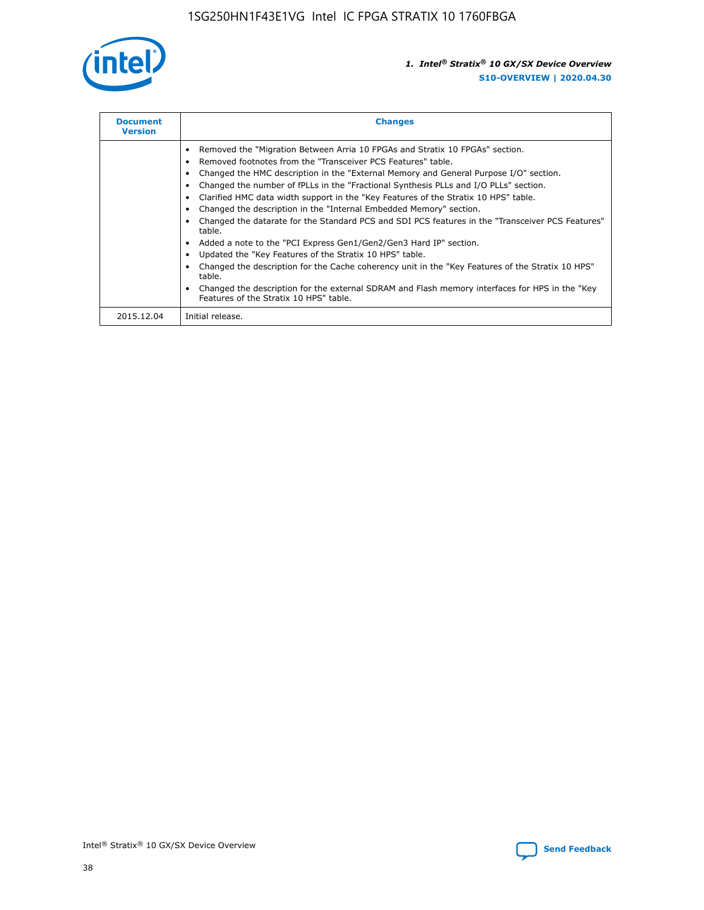| Document Version | Changes |
| --- | --- |
| | • Removed the "Migration Between Arria 10 FPGAs and Stratix 10 FPGAs" section.<br>• Removed footnotes from the "Transceiver PCS Features" table.<br>• Changed the HMC description in the "External Memory and General Purpose I/O" section.<br>• Changed the number of fPLLs in the "Fractional Synthesis PLLs and I/O PLLs" section.<br>• Clarified HMC data width support in the "Key Features of the Stratix 10 HPS" table.<br>• Changed the description in the "Internal Embedded Memory" section.<br>• Changed the datarate for the Standard PCS and SDI PCS features in the "Transceiver PCS Features" table.<br>• Added a note to the "PCI Express Gen1/Gen2/Gen3 Hard IP" section.<br>• Updated the "Key Features of the Stratix 10 HPS" table.<br>• Changed the description for the Cache coherency unit in the "Key Features of the Stratix 10 HPS" table.<br>• Changed the description for the external SDRAM and Flash memory interfaces for HPS in the "Key Features of the Stratix 10 HPS" table. |
| 2015.12.04 | Initial release. |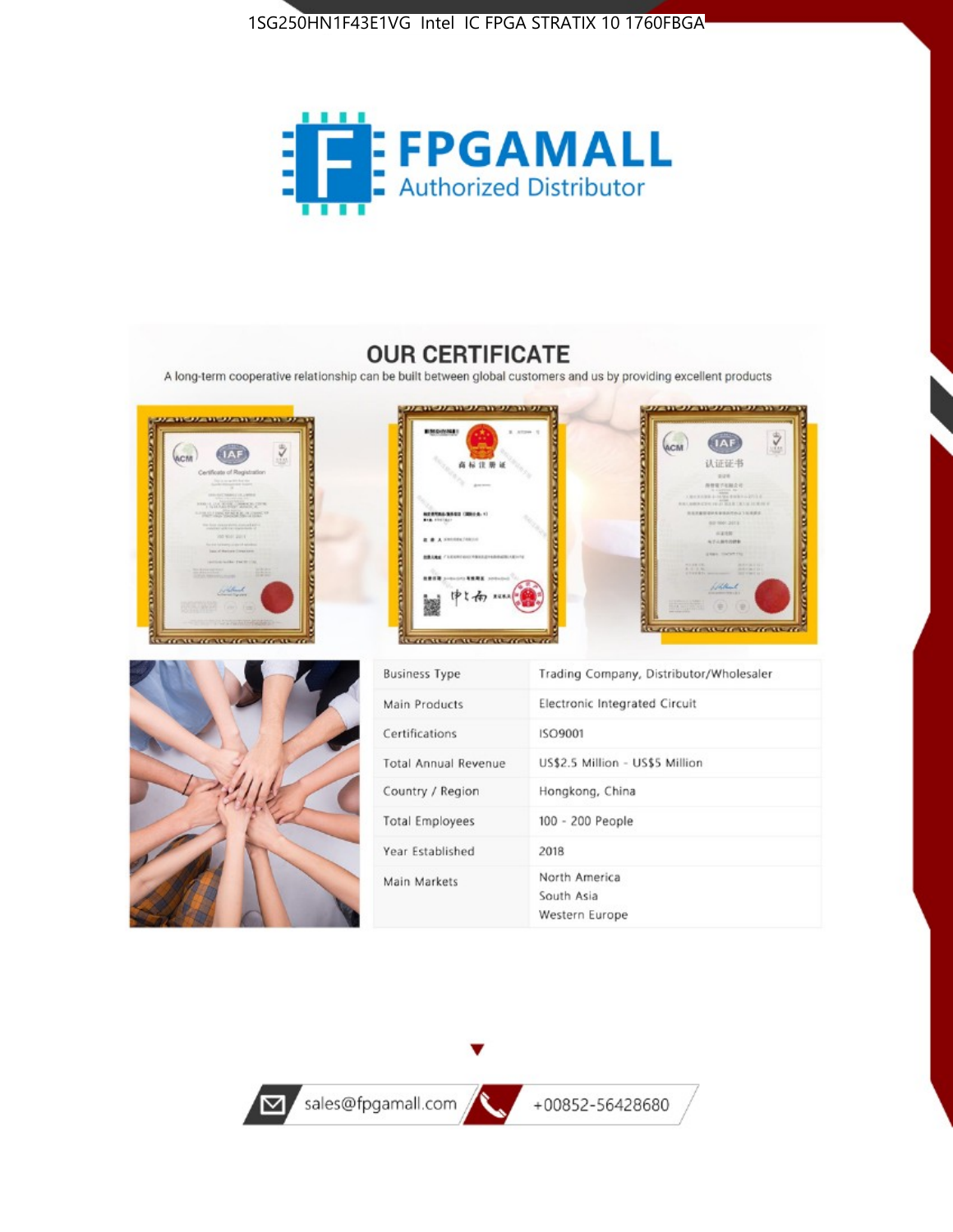FPGAMALL

Authorized Distributor

## OUR CERTIFICATE

A long-term cooperative relationship can be built between global customers and us by providing excellent products

| | |
|---|---|
| Business Type | Trading Company, Distributor/Wholesaler |
| Main Products | Electronic Integrated Circuit |
| Certifications | ISO9001 |
| Total Annual Revenue | US$2.5 Million - US$5 Million |
| Country / Region | Hongkong, China |
| Total Employees | 100 - 200 People |
| Year Established | 2018 |
| Main Markets | North America<br>South Asia<br>Western Europe |

sales@fpgamall.com

+00852-56428680